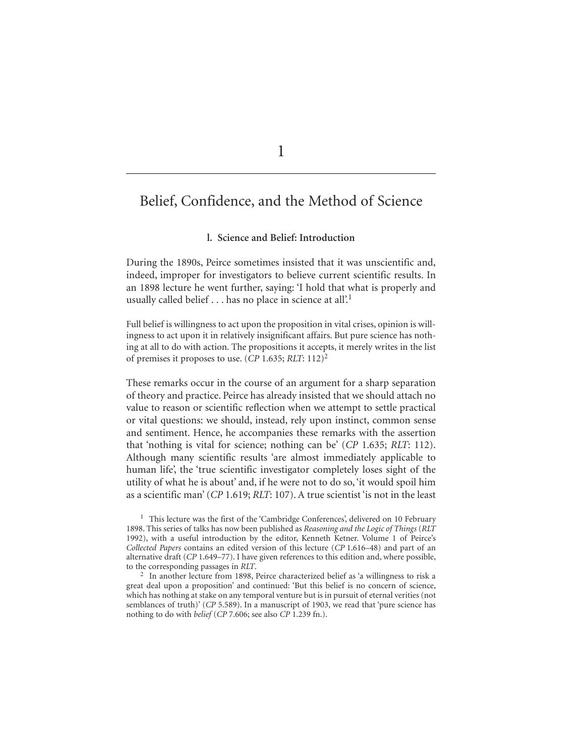# 1

# Belief, Confidence, and the Method of Science

### 1. Science and Belief: Introduction

During the 1890s, Peirce sometimes insisted that it was unscientific and, indeed, improper for investigators to believe current scientific results. In an 1898 lecture he went further, saying: 'I hold that what is properly and usually called belief . . . has no place in science at all'.[1]

> Full belief is willingness to act upon the proposition in vital crises, opinion is willingness to act upon it in relatively insignificant affairs. But pure science has nothing at all to do with action. The propositions it accepts, it merely writes in the list of premises it proposes to use. (*CP* 1.635; *RLT*: 112)[2]

These remarks occur in the course of an argument for a sharp separation of theory and practice. Peirce has already insisted that we should attach no value to reason or scientific reflection when we attempt to settle practical or vital questions: we should, instead, rely upon instinct, common sense and sentiment. Hence, he accompanies these remarks with the assertion that 'nothing is vital for science; nothing can be' (*CP* 1.635; *RLT*: 112). Although many scientific results 'are almost immediately applicable to human life', the 'true scientific investigator completely loses sight of the utility of what he is about' and, if he were not to do so, 'it would spoil him as a scientific man' (*CP* 1.619; *RLT*: 107). A true scientist 'is not in the least

[1] This lecture was the first of the 'Cambridge Conferences', delivered on 10 February 1898. This series of talks has now been published as *Reasoning and the Logic of Things* (*RLT* 1992), with a useful introduction by the editor, Kenneth Ketner. Volume 1 of Peirce's *Collected Papers* contains an edited version of this lecture (*CP* 1.616–48) and part of an alternative draft (*CP* 1.649–77). I have given references to this edition and, where possible, to the corresponding passages in *RLT*.

[2] In another lecture from 1898, Peirce characterized belief as 'a willingness to risk a great deal upon a proposition' and continued: 'But this belief is no concern of science, which has nothing at stake on any temporal venture but is in pursuit of eternal verities (not semblances of truth)' (*CP* 5.589). In a manuscript of 1903, we read that 'pure science has nothing to do with *belief* (*CP* 7.606; see also *CP* 1.239 fn.).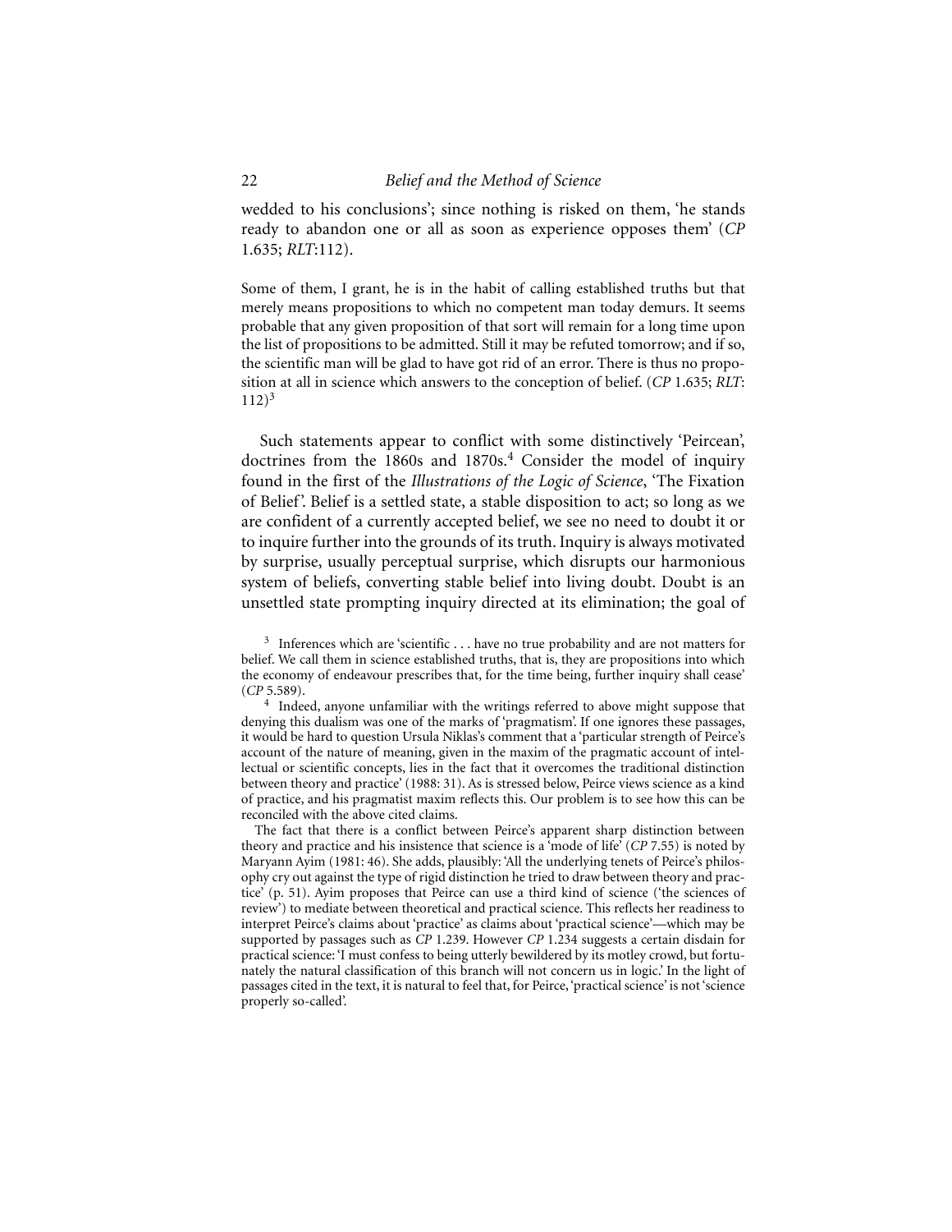wedded to his conclusions'; since nothing is risked on them, 'he stands ready to abandon one or all as soon as experience opposes them' (*CP* 1.635; *RLT*:112).

> Some of them, I grant, he is in the habit of calling established truths but that merely means propositions to which no competent man today demurs. It seems probable that any given proposition of that sort will remain for a long time upon the list of propositions to be admitted. Still it may be refuted tomorrow; and if so, the scientific man will be glad to have got rid of an error. There is thus no proposition at all in science which answers to the conception of belief. (*CP* 1.635; *RLT*: 112)[3]

Such statements appear to conflict with some distinctively 'Peircean', doctrines from the 1860s and 1870s.[4] Consider the model of inquiry found in the first of the *Illustrations of the Logic of Science*, 'The Fixation of Belief'. Belief is a settled state, a stable disposition to act; so long as we are confident of a currently accepted belief, we see no need to doubt it or to inquire further into the grounds of its truth. Inquiry is always motivated by surprise, usually perceptual surprise, which disrupts our harmonious system of beliefs, converting stable belief into living doubt. Doubt is an unsettled state prompting inquiry directed at its elimination; the goal of

---

[3] Inferences which are 'scientific . . . have no true probability and are not matters for belief. We call them in science established truths, that is, they are propositions into which the economy of endeavour prescribes that, for the time being, further inquiry shall cease' (*CP* 5.589).

[4] Indeed, anyone unfamiliar with the writings referred to above might suppose that denying this dualism was one of the marks of 'pragmatism'. If one ignores these passages, it would be hard to question Ursula Niklas's comment that a 'particular strength of Peirce's account of the nature of meaning, given in the maxim of the pragmatic account of intellectual or scientific concepts, lies in the fact that it overcomes the traditional distinction between theory and practice' (1988: 31). As is stressed below, Peirce views science as a kind of practice, and his pragmatist maxim reflects this. Our problem is to see how this can be reconciled with the above cited claims.

The fact that there is a conflict between Peirce's apparent sharp distinction between theory and practice and his insistence that science is a 'mode of life' (*CP* 7.55) is noted by Maryann Ayim (1981: 46). She adds, plausibly: 'All the underlying tenets of Peirce's philosophy cry out against the type of rigid distinction he tried to draw between theory and practice' (p. 51). Ayim proposes that Peirce can use a third kind of science ('the sciences of review') to mediate between theoretical and practical science. This reflects her readiness to interpret Peirce's claims about 'practice' as claims about 'practical science'—which may be supported by passages such as *CP* 1.239. However *CP* 1.234 suggests a certain disdain for practical science: 'I must confess to being utterly bewildered by its motley crowd, but fortunately the natural classification of this branch will not concern us in logic.' In the light of passages cited in the text, it is natural to feel that, for Peirce, 'practical science' is not 'science properly so-called'.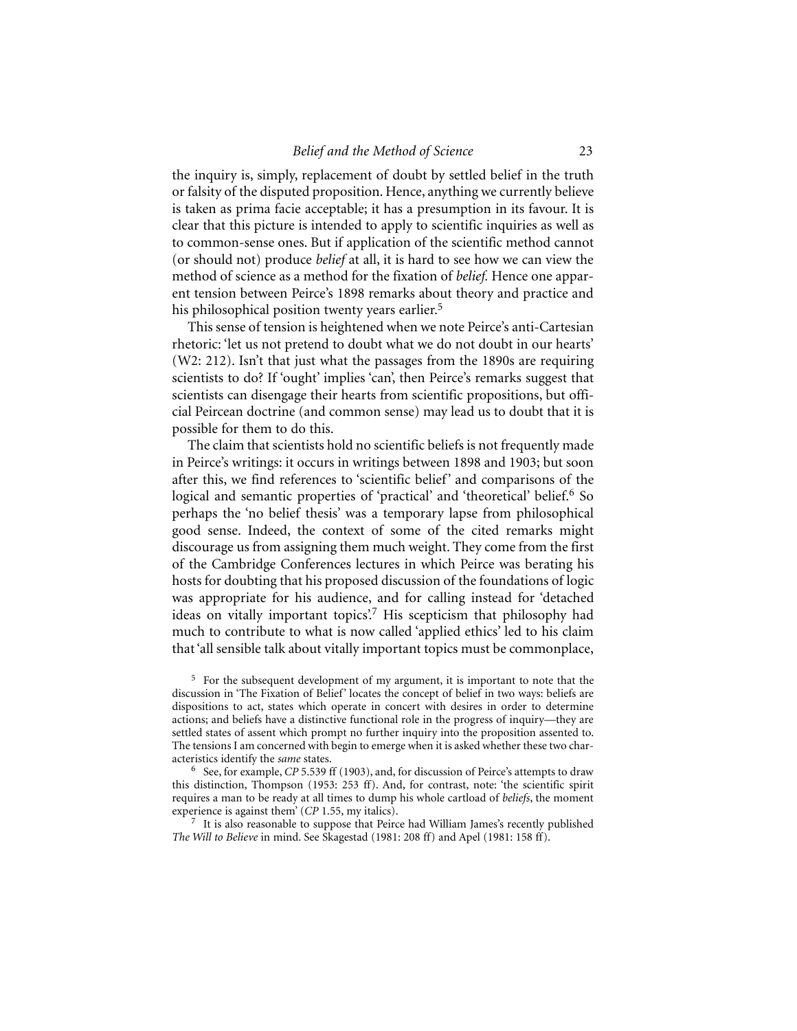the inquiry is, simply, replacement of doubt by settled belief in the truth or falsity of the disputed proposition. Hence, anything we currently believe is taken as prima facie acceptable; it has a presumption in its favour. It is clear that this picture is intended to apply to scientific inquiries as well as to common-sense ones. But if application of the scientific method cannot (or should not) produce *belief* at all, it is hard to see how we can view the method of science as a method for the fixation of *belief.* Hence one apparent tension between Peirce's 1898 remarks about theory and practice and his philosophical position twenty years earlier.[5]

This sense of tension is heightened when we note Peirce's anti-Cartesian rhetoric: 'let us not pretend to doubt what we do not doubt in our hearts' (W2: 212). Isn't that just what the passages from the 1890s are requiring scientists to do? If 'ought' implies 'can', then Peirce's remarks suggest that scientists can disengage their hearts from scientific propositions, but official Peircean doctrine (and common sense) may lead us to doubt that it is possible for them to do this.

The claim that scientists hold no scientific beliefs is not frequently made in Peirce's writings: it occurs in writings between 1898 and 1903; but soon after this, we find references to 'scientific belief' and comparisons of the logical and semantic properties of 'practical' and 'theoretical' belief.[6] So perhaps the 'no belief thesis' was a temporary lapse from philosophical good sense. Indeed, the context of some of the cited remarks might discourage us from assigning them much weight. They come from the first of the Cambridge Conferences lectures in which Peirce was berating his hosts for doubting that his proposed discussion of the foundations of logic was appropriate for his audience, and for calling instead for 'detached ideas on vitally important topics'.[7] His scepticism that philosophy had much to contribute to what is now called 'applied ethics' led to his claim that 'all sensible talk about vitally important topics must be commonplace,

[5] For the subsequent development of my argument, it is important to note that the discussion in 'The Fixation of Belief' locates the concept of belief in two ways: beliefs are dispositions to act, states which operate in concert with desires in order to determine actions; and beliefs have a distinctive functional role in the progress of inquiry—they are settled states of assent which prompt no further inquiry into the proposition assented to. The tensions I am concerned with begin to emerge when it is asked whether these two characteristics identify the *same* states.

[6] See, for example, *CP* 5.539 ff (1903), and, for discussion of Peirce's attempts to draw this distinction, Thompson (1953: 253 ff). And, for contrast, note: 'the scientific spirit requires a man to be ready at all times to dump his whole cartload of *beliefs*, the moment experience is against them' (*CP* 1.55, my italics).

[7] It is also reasonable to suppose that Peirce had William James's recently published *The Will to Believe* in mind. See Skagestad (1981: 208 ff) and Apel (1981: 158 ff).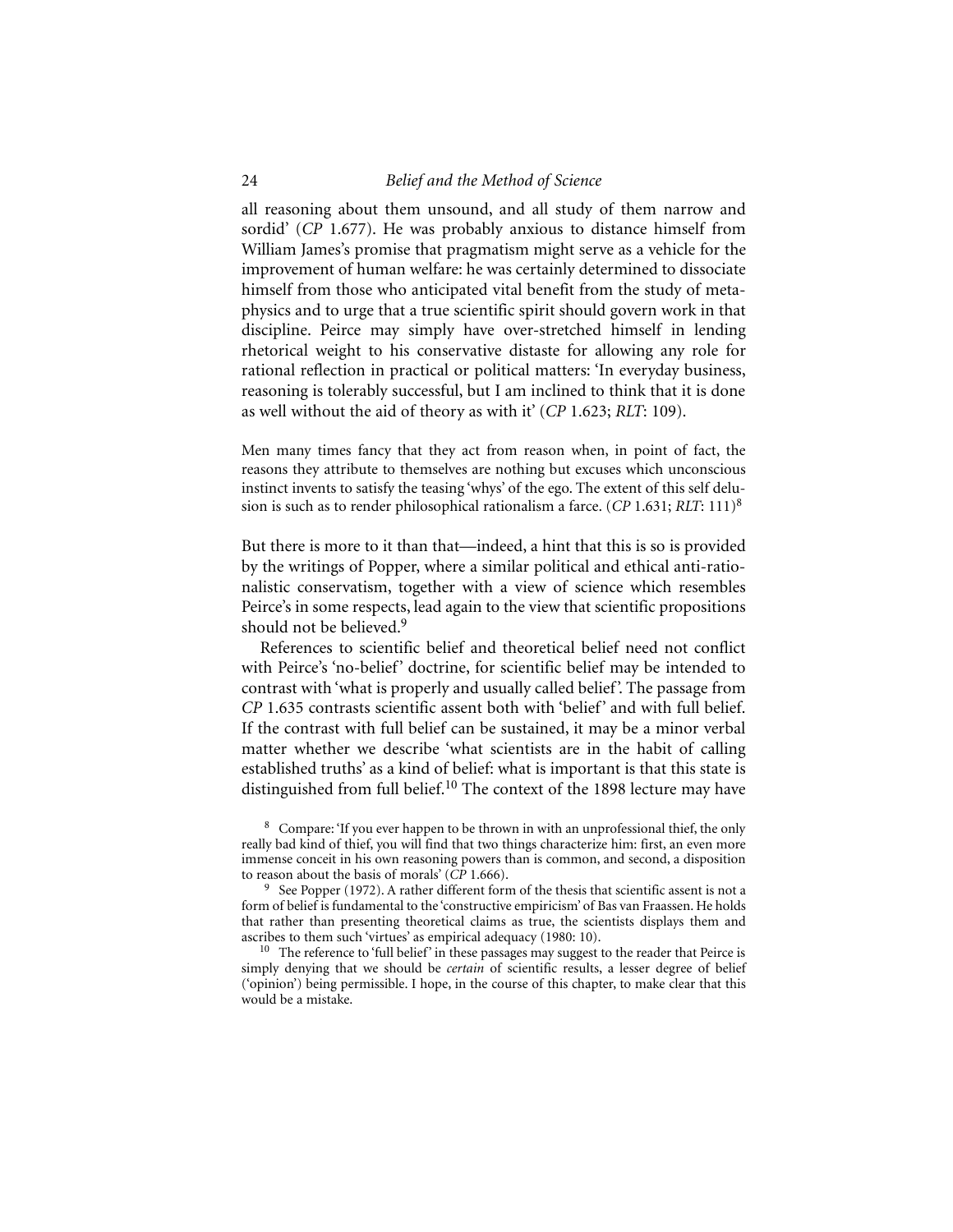all reasoning about them unsound, and all study of them narrow and sordid' (*CP* 1.677). He was probably anxious to distance himself from William James's promise that pragmatism might serve as a vehicle for the improvement of human welfare: he was certainly determined to dissociate himself from those who anticipated vital benefit from the study of metaphysics and to urge that a true scientific spirit should govern work in that discipline. Peirce may simply have over-stretched himself in lending rhetorical weight to his conservative distaste for allowing any role for rational reflection in practical or political matters: 'In everyday business, reasoning is tolerably successful, but I am inclined to think that it is done as well without the aid of theory as with it' (*CP* 1.623; *RLT*: 109).

> Men many times fancy that they act from reason when, in point of fact, the reasons they attribute to themselves are nothing but excuses which unconscious instinct invents to satisfy the teasing 'whys' of the ego. The extent of this self delusion is such as to render philosophical rationalism a farce. (*CP* 1.631; *RLT*: 111)[8]

But there is more to it than that—indeed, a hint that this is so is provided by the writings of Popper, where a similar political and ethical anti-rationalistic conservatism, together with a view of science which resembles Peirce's in some respects, lead again to the view that scientific propositions should not be believed.[9]

References to scientific belief and theoretical belief need not conflict with Peirce's 'no-belief' doctrine, for scientific belief may be intended to contrast with 'what is properly and usually called belief'. The passage from *CP* 1.635 contrasts scientific assent both with 'belief' and with full belief. If the contrast with full belief can be sustained, it may be a minor verbal matter whether we describe 'what scientists are in the habit of calling established truths' as a kind of belief: what is important is that this state is distinguished from full belief.[10] The context of the 1898 lecture may have

[8] Compare: 'If you ever happen to be thrown in with an unprofessional thief, the only really bad kind of thief, you will find that two things characterize him: first, an even more immense conceit in his own reasoning powers than is common, and second, a disposition to reason about the basis of morals' (*CP* 1.666).

[9] See Popper (1972). A rather different form of the thesis that scientific assent is not a form of belief is fundamental to the 'constructive empiricism' of Bas van Fraassen. He holds that rather than presenting theoretical claims as true, the scientists displays them and ascribes to them such 'virtues' as empirical adequacy (1980: 10).

[10] The reference to 'full belief' in these passages may suggest to the reader that Peirce is simply denying that we should be *certain* of scientific results, a lesser degree of belief ('opinion') being permissible. I hope, in the course of this chapter, to make clear that this would be a mistake.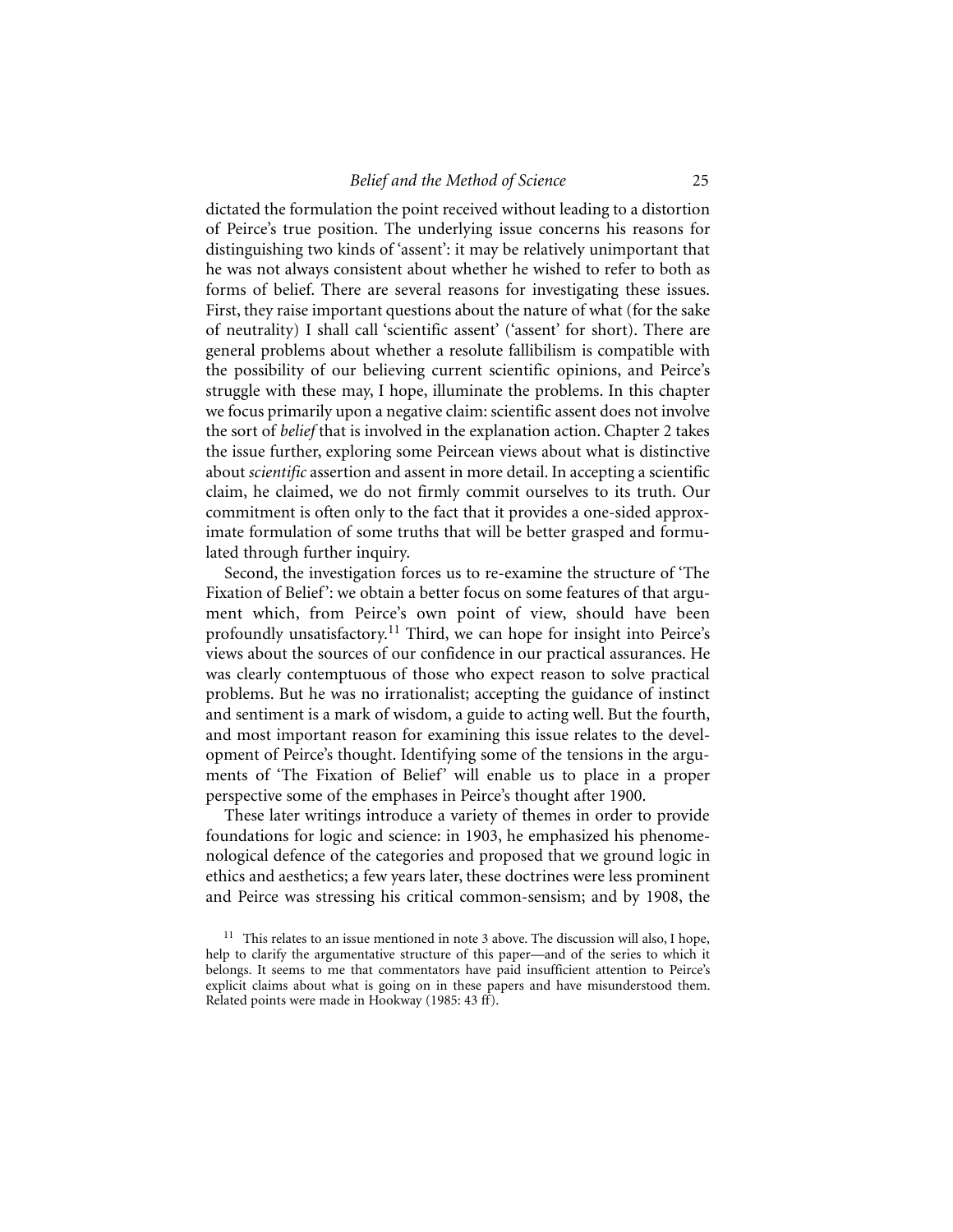dictated the formulation the point received without leading to a distortion of Peirce's true position. The underlying issue concerns his reasons for distinguishing two kinds of 'assent': it may be relatively unimportant that he was not always consistent about whether he wished to refer to both as forms of belief. There are several reasons for investigating these issues. First, they raise important questions about the nature of what (for the sake of neutrality) I shall call 'scientific assent' ('assent' for short). There are general problems about whether a resolute fallibilism is compatible with the possibility of our believing current scientific opinions, and Peirce's struggle with these may, I hope, illuminate the problems. In this chapter we focus primarily upon a negative claim: scientific assent does not involve the sort of *belief* that is involved in the explanation action. Chapter 2 takes the issue further, exploring some Peircean views about what is distinctive about *scientific* assertion and assent in more detail. In accepting a scientific claim, he claimed, we do not firmly commit ourselves to its truth. Our commitment is often only to the fact that it provides a one-sided approximate formulation of some truths that will be better grasped and formulated through further inquiry.

Second, the investigation forces us to re-examine the structure of 'The Fixation of Belief': we obtain a better focus on some features of that argument which, from Peirce's own point of view, should have been profoundly unsatisfactory.[11] Third, we can hope for insight into Peirce's views about the sources of our confidence in our practical assurances. He was clearly contemptuous of those who expect reason to solve practical problems. But he was no irrationalist; accepting the guidance of instinct and sentiment is a mark of wisdom, a guide to acting well. But the fourth, and most important reason for examining this issue relates to the development of Peirce's thought. Identifying some of the tensions in the arguments of 'The Fixation of Belief' will enable us to place in a proper perspective some of the emphases in Peirce's thought after 1900.

These later writings introduce a variety of themes in order to provide foundations for logic and science: in 1903, he emphasized his phenomenological defence of the categories and proposed that we ground logic in ethics and aesthetics; a few years later, these doctrines were less prominent and Peirce was stressing his critical common-sensism; and by 1908, the

[11] This relates to an issue mentioned in note 3 above. The discussion will also, I hope, help to clarify the argumentative structure of this paper—and of the series to which it belongs. It seems to me that commentators have paid insufficient attention to Peirce's explicit claims about what is going on in these papers and have misunderstood them. Related points were made in Hookway (1985: 43 ff).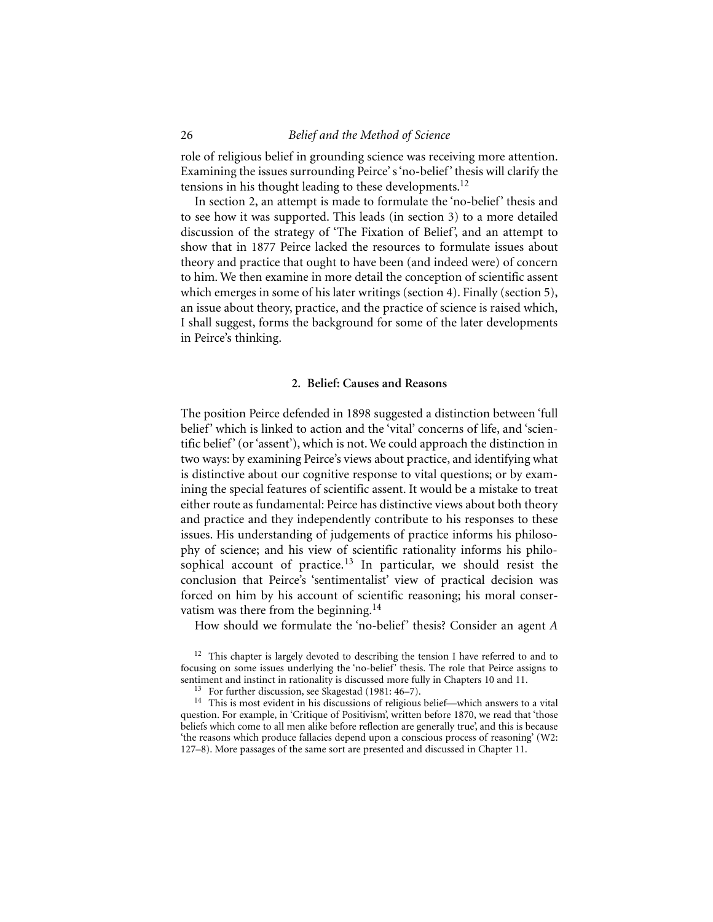role of religious belief in grounding science was receiving more attention. Examining the issues surrounding Peirce' s 'no-belief' thesis will clarify the tensions in his thought leading to these developments.[12]

In section 2, an attempt is made to formulate the 'no-belief' thesis and to see how it was supported. This leads (in section 3) to a more detailed discussion of the strategy of 'The Fixation of Belief', and an attempt to show that in 1877 Peirce lacked the resources to formulate issues about theory and practice that ought to have been (and indeed were) of concern to him. We then examine in more detail the conception of scientific assent which emerges in some of his later writings (section 4). Finally (section 5), an issue about theory, practice, and the practice of science is raised which, I shall suggest, forms the background for some of the later developments in Peirce's thinking.

## 2. Belief: Causes and Reasons

The position Peirce defended in 1898 suggested a distinction between 'full belief' which is linked to action and the 'vital' concerns of life, and 'scientific belief' (or 'assent'), which is not. We could approach the distinction in two ways: by examining Peirce's views about practice, and identifying what is distinctive about our cognitive response to vital questions; or by examining the special features of scientific assent. It would be a mistake to treat either route as fundamental: Peirce has distinctive views about both theory and practice and they independently contribute to his responses to these issues. His understanding of judgements of practice informs his philosophy of science; and his view of scientific rationality informs his philosophical account of practice.[13] In particular, we should resist the conclusion that Peirce's 'sentimentalist' view of practical decision was forced on him by his account of scientific reasoning; his moral conservatism was there from the beginning.[14]

How should we formulate the 'no-belief' thesis? Consider an agent *A*

[12] This chapter is largely devoted to describing the tension I have referred to and to focusing on some issues underlying the 'no-belief' thesis. The role that Peirce assigns to sentiment and instinct in rationality is discussed more fully in Chapters 10 and 11.

[13] For further discussion, see Skagestad (1981: 46–7).

[14] This is most evident in his discussions of religious belief—which answers to a vital question. For example, in 'Critique of Positivism', written before 1870, we read that 'those beliefs which come to all men alike before reflection are generally true', and this is because 'the reasons which produce fallacies depend upon a conscious process of reasoning' (W2: 127–8). More passages of the same sort are presented and discussed in Chapter 11.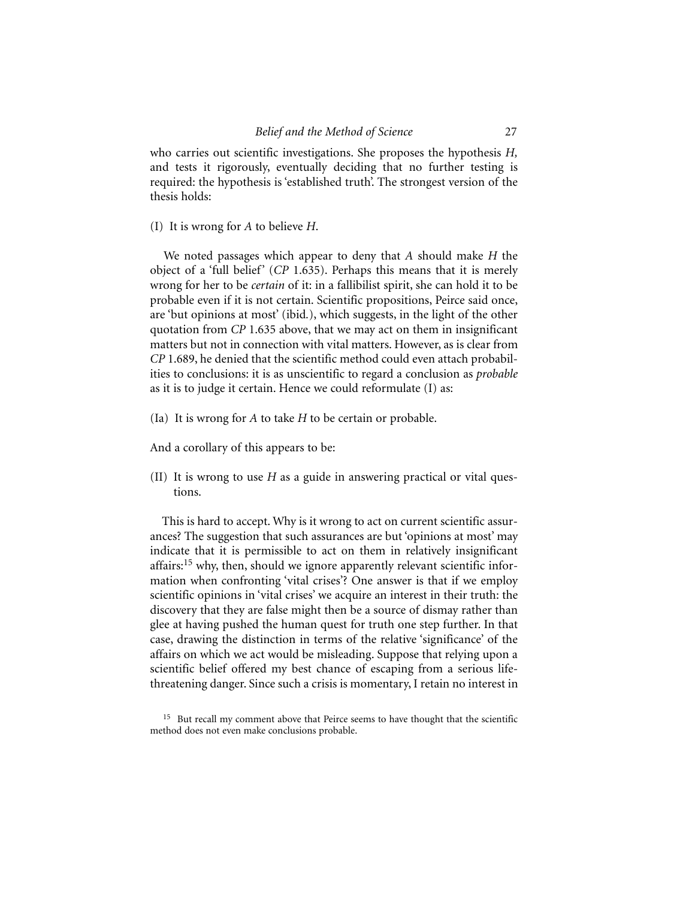who carries out scientific investigations. She proposes the hypothesis *H,* and tests it rigorously, eventually deciding that no further testing is required: the hypothesis is 'established truth'. The strongest version of the thesis holds:

(I) It is wrong for *A* to believe *H*.

We noted passages which appear to deny that *A* should make *H* the object of a 'full belief' (*CP* 1.635). Perhaps this means that it is merely wrong for her to be *certain* of it: in a fallibilist spirit, she can hold it to be probable even if it is not certain. Scientific propositions, Peirce said once, are 'but opinions at most' (ibid.), which suggests, in the light of the other quotation from *CP* 1.635 above, that we may act on them in insignificant matters but not in connection with vital matters. However, as is clear from *CP* 1.689, he denied that the scientific method could even attach probabilities to conclusions: it is as unscientific to regard a conclusion as *probable* as it is to judge it certain. Hence we could reformulate (I) as:

(Ia) It is wrong for *A* to take *H* to be certain or probable.

And a corollary of this appears to be:

(II) It is wrong to use *H* as a guide in answering practical or vital questions.

This is hard to accept. Why is it wrong to act on current scientific assurances? The suggestion that such assurances are but 'opinions at most' may indicate that it is permissible to act on them in relatively insignificant affairs:[15] why, then, should we ignore apparently relevant scientific information when confronting 'vital crises'? One answer is that if we employ scientific opinions in 'vital crises' we acquire an interest in their truth: the discovery that they are false might then be a source of dismay rather than glee at having pushed the human quest for truth one step further. In that case, drawing the distinction in terms of the relative 'significance' of the affairs on which we act would be misleading. Suppose that relying upon a scientific belief offered my best chance of escaping from a serious life-threatening danger. Since such a crisis is momentary, I retain no interest in

[15] But recall my comment above that Peirce seems to have thought that the scientific method does not even make conclusions probable.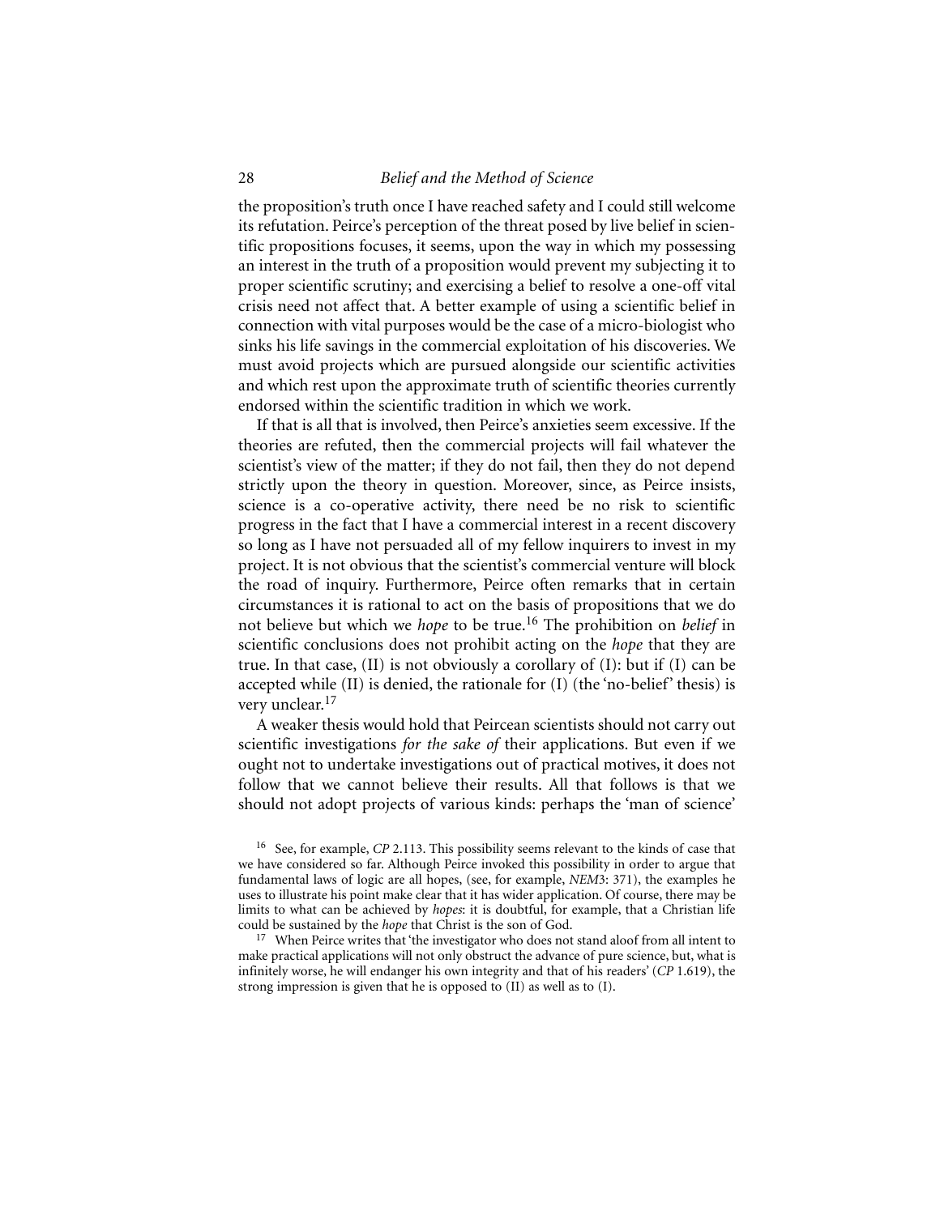the proposition's truth once I have reached safety and I could still welcome its refutation. Peirce's perception of the threat posed by live belief in scientific propositions focuses, it seems, upon the way in which my possessing an interest in the truth of a proposition would prevent my subjecting it to proper scientific scrutiny; and exercising a belief to resolve a one-off vital crisis need not affect that. A better example of using a scientific belief in connection with vital purposes would be the case of a micro-biologist who sinks his life savings in the commercial exploitation of his discoveries. We must avoid projects which are pursued alongside our scientific activities and which rest upon the approximate truth of scientific theories currently endorsed within the scientific tradition in which we work.

If that is all that is involved, then Peirce's anxieties seem excessive. If the theories are refuted, then the commercial projects will fail whatever the scientist's view of the matter; if they do not fail, then they do not depend strictly upon the theory in question. Moreover, since, as Peirce insists, science is a co-operative activity, there need be no risk to scientific progress in the fact that I have a commercial interest in a recent discovery so long as I have not persuaded all of my fellow inquirers to invest in my project. It is not obvious that the scientist's commercial venture will block the road of inquiry. Furthermore, Peirce often remarks that in certain circumstances it is rational to act on the basis of propositions that we do not believe but which we *hope* to be true.[16] The prohibition on *belief* in scientific conclusions does not prohibit acting on the *hope* that they are true. In that case, (II) is not obviously a corollary of (I): but if (I) can be accepted while (II) is denied, the rationale for (I) (the 'no-belief' thesis) is very unclear.[17]

A weaker thesis would hold that Peircean scientists should not carry out scientific investigations *for the sake of* their applications. But even if we ought not to undertake investigations out of practical motives, it does not follow that we cannot believe their results. All that follows is that we should not adopt projects of various kinds: perhaps the 'man of science'

[16] See, for example, *CP* 2.113. This possibility seems relevant to the kinds of case that we have considered so far. Although Peirce invoked this possibility in order to argue that fundamental laws of logic are all hopes, (see, for example, *NEM*3: 371), the examples he uses to illustrate his point make clear that it has wider application. Of course, there may be limits to what can be achieved by *hopes*: it is doubtful, for example, that a Christian life could be sustained by the *hope* that Christ is the son of God.

[17] When Peirce writes that 'the investigator who does not stand aloof from all intent to make practical applications will not only obstruct the advance of pure science, but, what is infinitely worse, he will endanger his own integrity and that of his readers' (*CP* 1.619), the strong impression is given that he is opposed to (II) as well as to (I).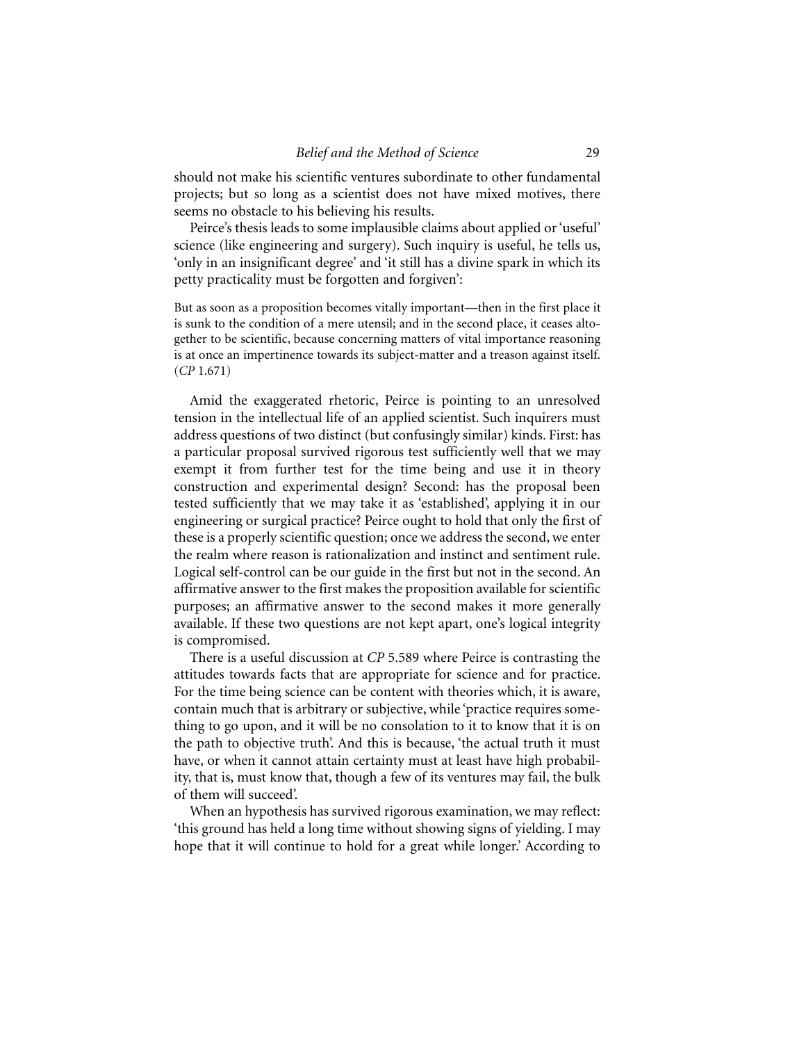should not make his scientific ventures subordinate to other fundamental projects; but so long as a scientist does not have mixed motives, there seems no obstacle to his believing his results.

Peirce's thesis leads to some implausible claims about applied or 'useful' science (like engineering and surgery). Such inquiry is useful, he tells us, 'only in an insignificant degree' and 'it still has a divine spark in which its petty practicality must be forgotten and forgiven':

> But as soon as a proposition becomes vitally important—then in the first place it is sunk to the condition of a mere utensil; and in the second place, it ceases altogether to be scientific, because concerning matters of vital importance reasoning is at once an impertinence towards its subject-matter and a treason against itself. (*CP* 1.671)

Amid the exaggerated rhetoric, Peirce is pointing to an unresolved tension in the intellectual life of an applied scientist. Such inquirers must address questions of two distinct (but confusingly similar) kinds. First: has a particular proposal survived rigorous test sufficiently well that we may exempt it from further test for the time being and use it in theory construction and experimental design? Second: has the proposal been tested sufficiently that we may take it as 'established', applying it in our engineering or surgical practice? Peirce ought to hold that only the first of these is a properly scientific question; once we address the second, we enter the realm where reason is rationalization and instinct and sentiment rule. Logical self-control can be our guide in the first but not in the second. An affirmative answer to the first makes the proposition available for scientific purposes; an affirmative answer to the second makes it more generally available. If these two questions are not kept apart, one's logical integrity is compromised.

There is a useful discussion at *CP* 5.589 where Peirce is contrasting the attitudes towards facts that are appropriate for science and for practice. For the time being science can be content with theories which, it is aware, contain much that is arbitrary or subjective, while 'practice requires something to go upon, and it will be no consolation to it to know that it is on the path to objective truth'. And this is because, 'the actual truth it must have, or when it cannot attain certainty must at least have high probability, that is, must know that, though a few of its ventures may fail, the bulk of them will succeed'.

When an hypothesis has survived rigorous examination, we may reflect: 'this ground has held a long time without showing signs of yielding. I may hope that it will continue to hold for a great while longer.' According to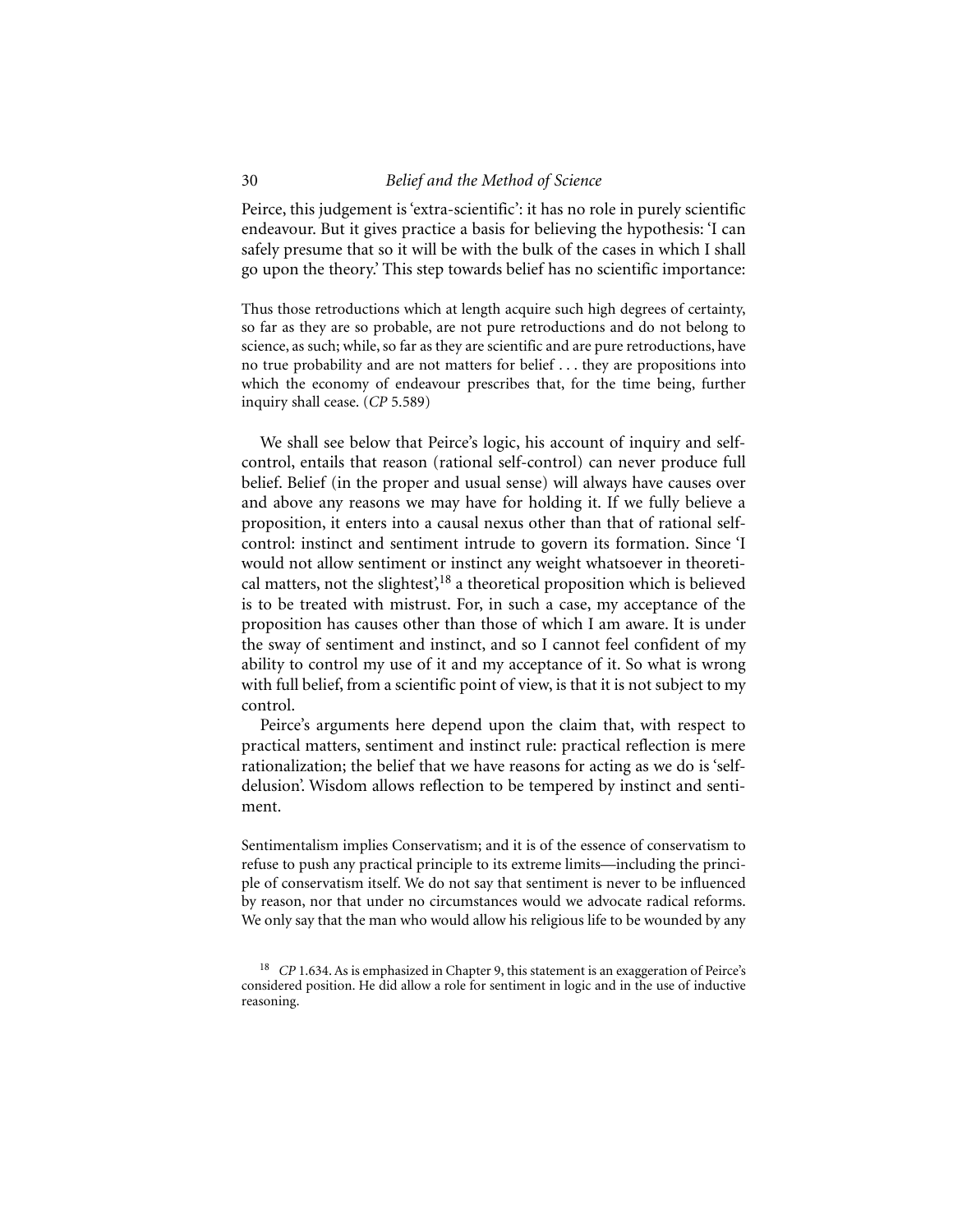Peirce, this judgement is 'extra-scientific': it has no role in purely scientific endeavour. But it gives practice a basis for believing the hypothesis: 'I can safely presume that so it will be with the bulk of the cases in which I shall go upon the theory.' This step towards belief has no scientific importance:

> Thus those retroductions which at length acquire such high degrees of certainty, so far as they are so probable, are not pure retroductions and do not belong to science, as such; while, so far as they are scientific and are pure retroductions, have no true probability and are not matters for belief . . . they are propositions into which the economy of endeavour prescribes that, for the time being, further inquiry shall cease. (*CP* 5.589)

We shall see below that Peirce's logic, his account of inquiry and self-control, entails that reason (rational self-control) can never produce full belief. Belief (in the proper and usual sense) will always have causes over and above any reasons we may have for holding it. If we fully believe a proposition, it enters into a causal nexus other than that of rational self-control: instinct and sentiment intrude to govern its formation. Since 'I would not allow sentiment or instinct any weight whatsoever in theoretical matters, not the slightest',[18] a theoretical proposition which is believed is to be treated with mistrust. For, in such a case, my acceptance of the proposition has causes other than those of which I am aware. It is under the sway of sentiment and instinct, and so I cannot feel confident of my ability to control my use of it and my acceptance of it. So what is wrong with full belief, from a scientific point of view, is that it is not subject to my control.

Peirce's arguments here depend upon the claim that, with respect to practical matters, sentiment and instinct rule: practical reflection is mere rationalization; the belief that we have reasons for acting as we do is 'self-delusion'. Wisdom allows reflection to be tempered by instinct and sentiment.

> Sentimentalism implies Conservatism; and it is of the essence of conservatism to refuse to push any practical principle to its extreme limits—including the principle of conservatism itself. We do not say that sentiment is never to be influenced by reason, nor that under no circumstances would we advocate radical reforms. We only say that the man who would allow his religious life to be wounded by any

[18] *CP* 1.634. As is emphasized in Chapter 9, this statement is an exaggeration of Peirce's considered position. He did allow a role for sentiment in logic and in the use of inductive reasoning.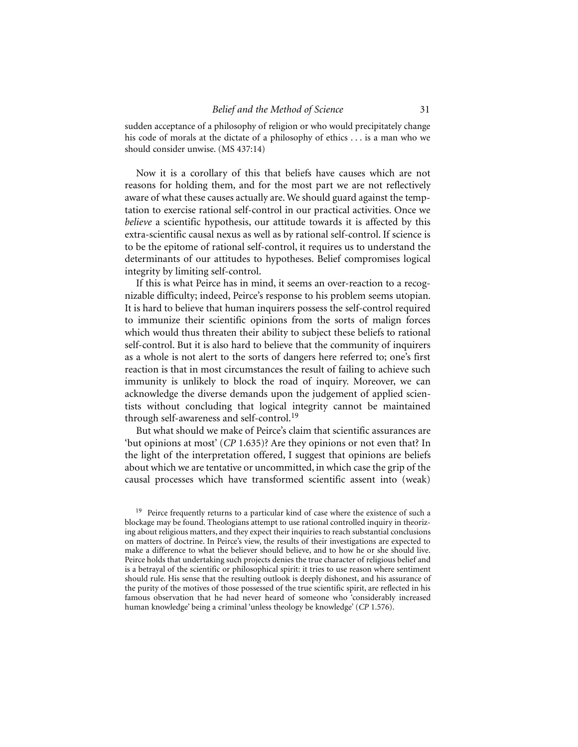sudden acceptance of a philosophy of religion or who would precipitately change his code of morals at the dictate of a philosophy of ethics . . . is a man who we should consider unwise. (MS 437:14)

Now it is a corollary of this that beliefs have causes which are not reasons for holding them, and for the most part we are not reflectively aware of what these causes actually are. We should guard against the temptation to exercise rational self-control in our practical activities. Once we *believe* a scientific hypothesis, our attitude towards it is affected by this extra-scientific causal nexus as well as by rational self-control. If science is to be the epitome of rational self-control, it requires us to understand the determinants of our attitudes to hypotheses. Belief compromises logical integrity by limiting self-control.

If this is what Peirce has in mind, it seems an over-reaction to a recognizable difficulty; indeed, Peirce's response to his problem seems utopian. It is hard to believe that human inquirers possess the self-control required to immunize their scientific opinions from the sorts of malign forces which would thus threaten their ability to subject these beliefs to rational self-control. But it is also hard to believe that the community of inquirers as a whole is not alert to the sorts of dangers here referred to; one's first reaction is that in most circumstances the result of failing to achieve such immunity is unlikely to block the road of inquiry. Moreover, we can acknowledge the diverse demands upon the judgement of applied scientists without concluding that logical integrity cannot be maintained through self-awareness and self-control.[19]

But what should we make of Peirce's claim that scientific assurances are 'but opinions at most' (*CP* 1.635)? Are they opinions or not even that? In the light of the interpretation offered, I suggest that opinions are beliefs about which we are tentative or uncommitted, in which case the grip of the causal processes which have transformed scientific assent into (weak)

[19] Peirce frequently returns to a particular kind of case where the existence of such a blockage may be found. Theologians attempt to use rational controlled inquiry in theorizing about religious matters, and they expect their inquiries to reach substantial conclusions on matters of doctrine. In Peirce's view, the results of their investigations are expected to make a difference to what the believer should believe, and to how he or she should live. Peirce holds that undertaking such projects denies the true character of religious belief and is a betrayal of the scientific or philosophical spirit: it tries to use reason where sentiment should rule. His sense that the resulting outlook is deeply dishonest, and his assurance of the purity of the motives of those possessed of the true scientific spirit, are reflected in his famous observation that he had never heard of someone who 'considerably increased human knowledge' being a criminal 'unless theology be knowledge' (*CP* 1.576).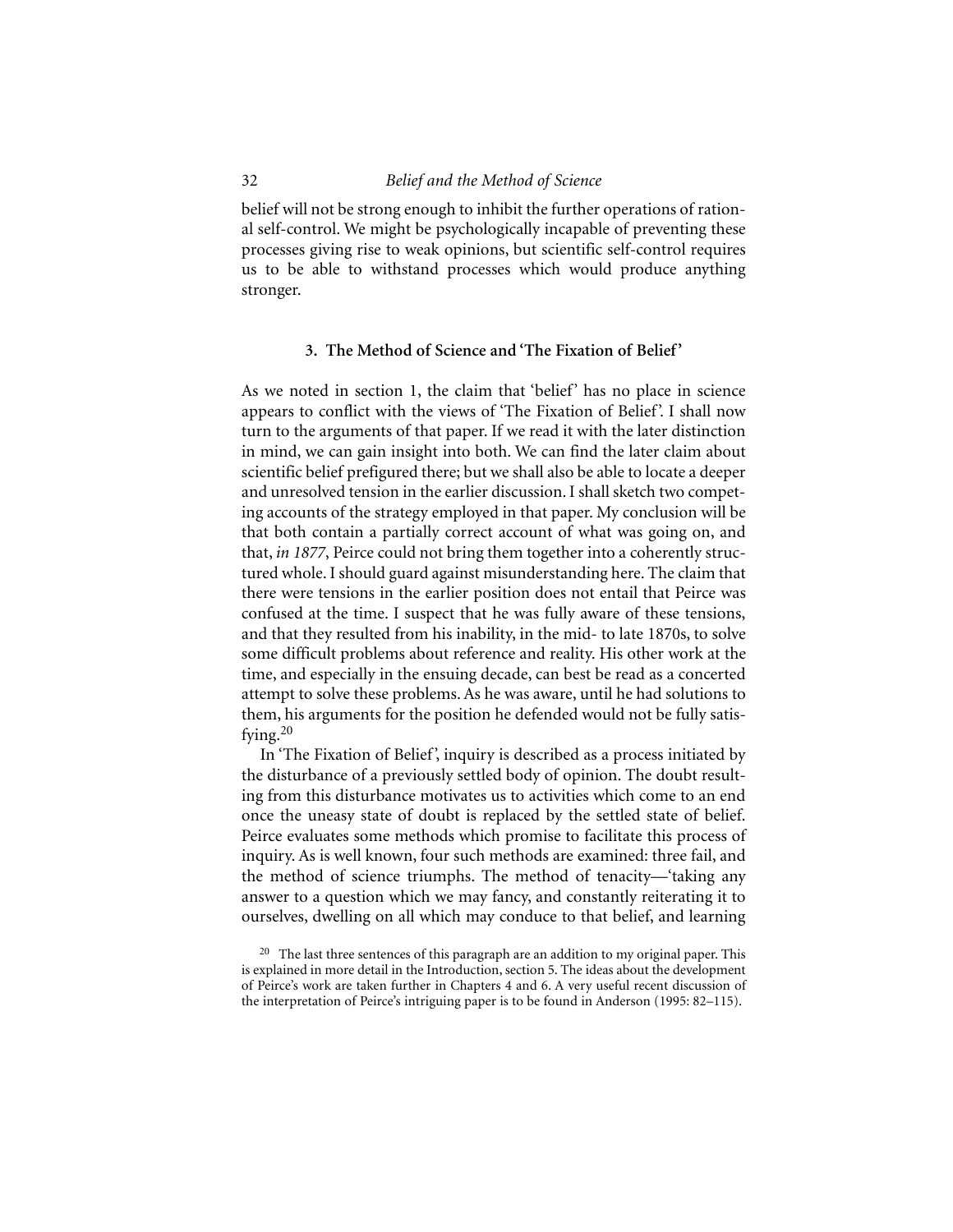belief will not be strong enough to inhibit the further operations of rational self-control. We might be psychologically incapable of preventing these processes giving rise to weak opinions, but scientific self-control requires us to be able to withstand processes which would produce anything stronger.

### 3. The Method of Science and 'The Fixation of Belief'

As we noted in section 1, the claim that 'belief' has no place in science appears to conflict with the views of 'The Fixation of Belief'. I shall now turn to the arguments of that paper. If we read it with the later distinction in mind, we can gain insight into both. We can find the later claim about scientific belief prefigured there; but we shall also be able to locate a deeper and unresolved tension in the earlier discussion. I shall sketch two competing accounts of the strategy employed in that paper. My conclusion will be that both contain a partially correct account of what was going on, and that, *in 1877*, Peirce could not bring them together into a coherently structured whole. I should guard against misunderstanding here. The claim that there were tensions in the earlier position does not entail that Peirce was confused at the time. I suspect that he was fully aware of these tensions, and that they resulted from his inability, in the mid- to late 1870s, to solve some difficult problems about reference and reality. His other work at the time, and especially in the ensuing decade, can best be read as a concerted attempt to solve these problems. As he was aware, until he had solutions to them, his arguments for the position he defended would not be fully satisfying.[20]

In 'The Fixation of Belief', inquiry is described as a process initiated by the disturbance of a previously settled body of opinion. The doubt resulting from this disturbance motivates us to activities which come to an end once the uneasy state of doubt is replaced by the settled state of belief. Peirce evaluates some methods which promise to facilitate this process of inquiry. As is well known, four such methods are examined: three fail, and the method of science triumphs. The method of tenacity—'taking any answer to a question which we may fancy, and constantly reiterating it to ourselves, dwelling on all which may conduce to that belief, and learning

[20] The last three sentences of this paragraph are an addition to my original paper. This is explained in more detail in the Introduction, section 5. The ideas about the development of Peirce's work are taken further in Chapters 4 and 6. A very useful recent discussion of the interpretation of Peirce's intriguing paper is to be found in Anderson (1995: 82–115).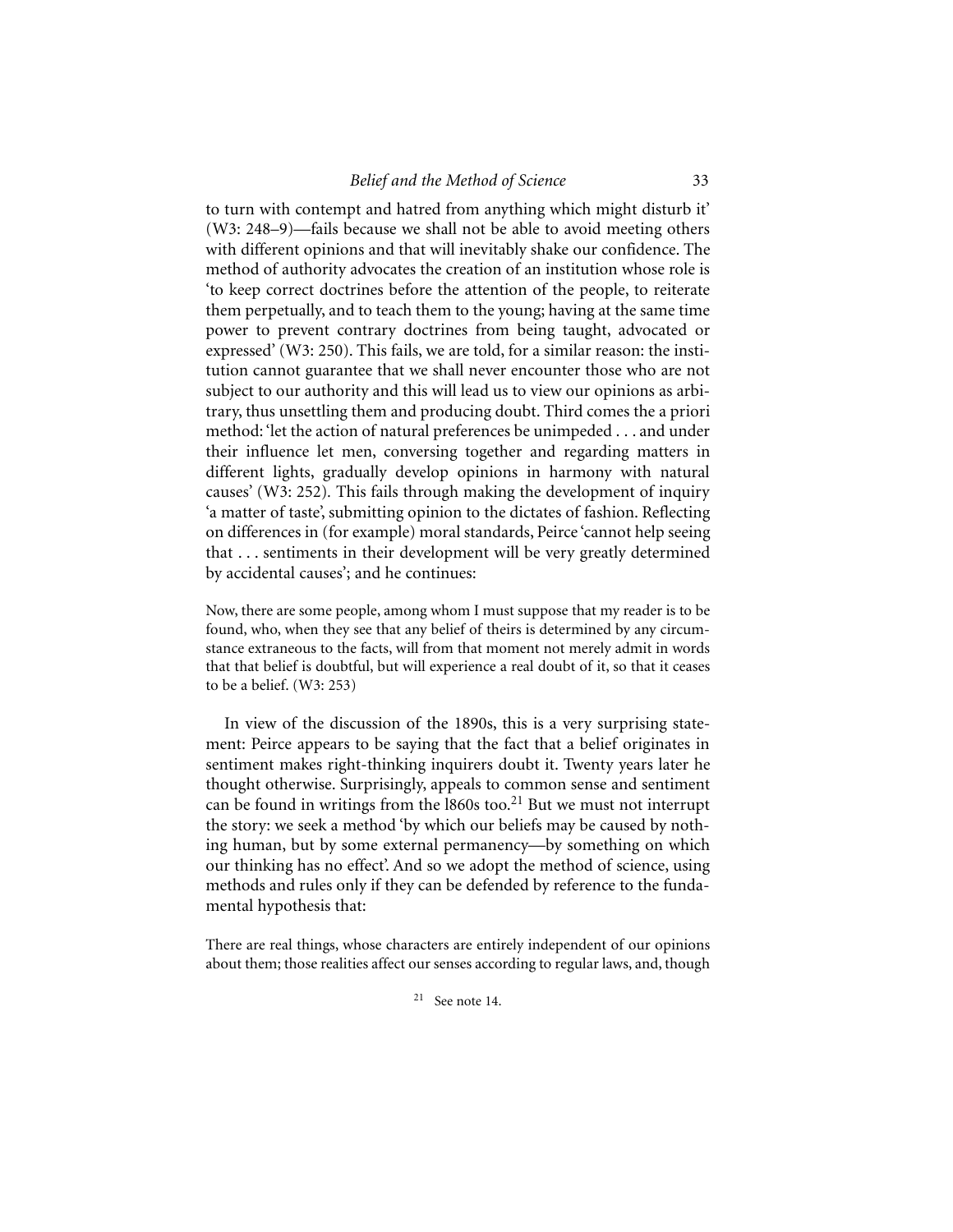to turn with contempt and hatred from anything which might disturb it' (W3: 248–9)—fails because we shall not be able to avoid meeting others with different opinions and that will inevitably shake our confidence. The method of authority advocates the creation of an institution whose role is 'to keep correct doctrines before the attention of the people, to reiterate them perpetually, and to teach them to the young; having at the same time power to prevent contrary doctrines from being taught, advocated or expressed' (W3: 250). This fails, we are told, for a similar reason: the institution cannot guarantee that we shall never encounter those who are not subject to our authority and this will lead us to view our opinions as arbitrary, thus unsettling them and producing doubt. Third comes the a priori method: 'let the action of natural preferences be unimpeded . . . and under their influence let men, conversing together and regarding matters in different lights, gradually develop opinions in harmony with natural causes' (W3: 252). This fails through making the development of inquiry 'a matter of taste', submitting opinion to the dictates of fashion. Reflecting on differences in (for example) moral standards, Peirce 'cannot help seeing that . . . sentiments in their development will be very greatly determined by accidental causes'; and he continues:

> Now, there are some people, among whom I must suppose that my reader is to be found, who, when they see that any belief of theirs is determined by any circumstance extraneous to the facts, will from that moment not merely admit in words that that belief is doubtful, but will experience a real doubt of it, so that it ceases to be a belief. (W3: 253)

In view of the discussion of the 1890s, this is a very surprising statement: Peirce appears to be saying that the fact that a belief originates in sentiment makes right-thinking inquirers doubt it. Twenty years later he thought otherwise. Surprisingly, appeals to common sense and sentiment can be found in writings from the l860s too.[21] But we must not interrupt the story: we seek a method 'by which our beliefs may be caused by nothing human, but by some external permanency—by something on which our thinking has no effect'. And so we adopt the method of science, using methods and rules only if they can be defended by reference to the fundamental hypothesis that:

> There are real things, whose characters are entirely independent of our opinions about them; those realities affect our senses according to regular laws, and, though

[21] See note 14.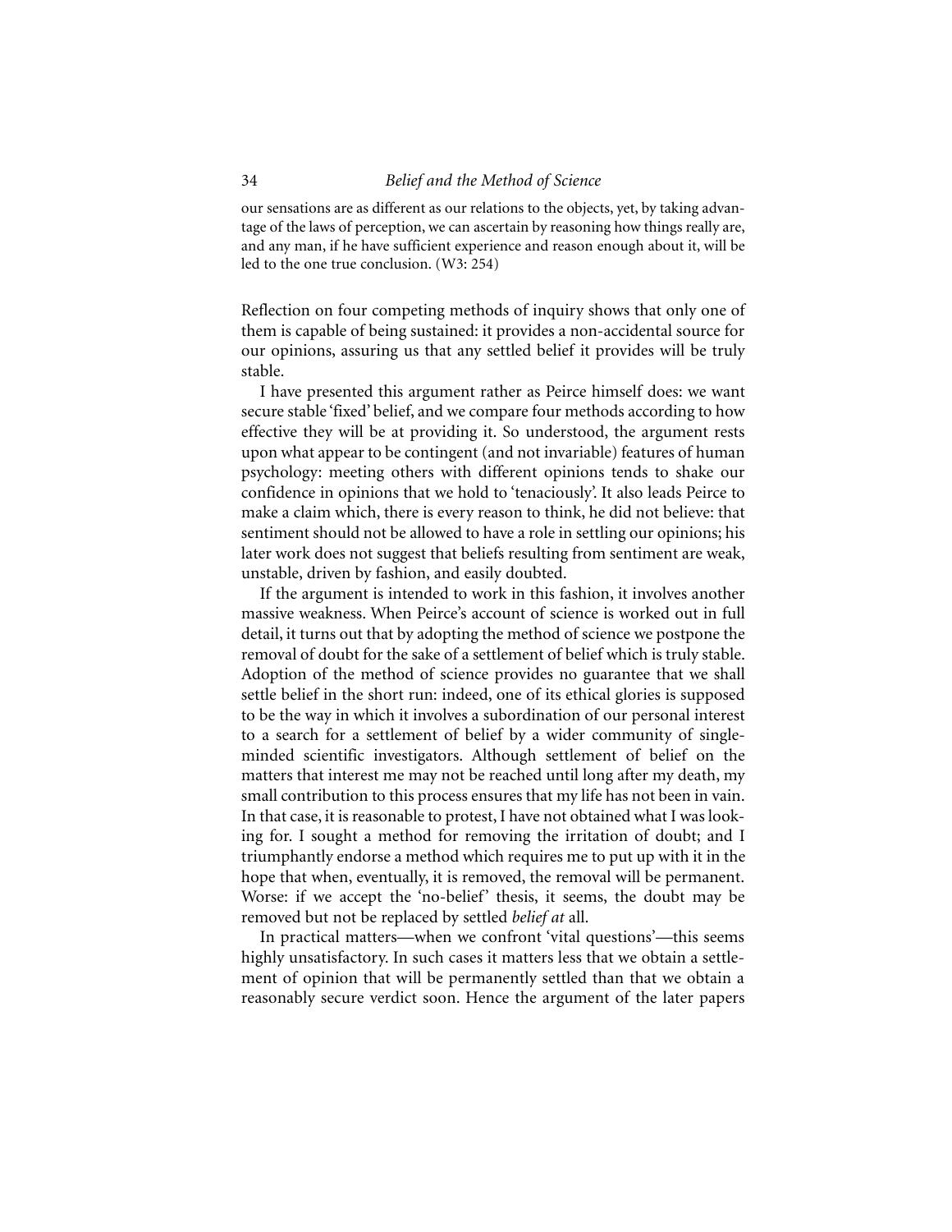our sensations are as different as our relations to the objects, yet, by taking advantage of the laws of perception, we can ascertain by reasoning how things really are, and any man, if he have sufficient experience and reason enough about it, will be led to the one true conclusion. (W3: 254)

Reflection on four competing methods of inquiry shows that only one of them is capable of being sustained: it provides a non-accidental source for our opinions, assuring us that any settled belief it provides will be truly stable.

I have presented this argument rather as Peirce himself does: we want secure stable 'fixed' belief, and we compare four methods according to how effective they will be at providing it. So understood, the argument rests upon what appear to be contingent (and not invariable) features of human psychology: meeting others with different opinions tends to shake our confidence in opinions that we hold to 'tenaciously'. It also leads Peirce to make a claim which, there is every reason to think, he did not believe: that sentiment should not be allowed to have a role in settling our opinions; his later work does not suggest that beliefs resulting from sentiment are weak, unstable, driven by fashion, and easily doubted.

If the argument is intended to work in this fashion, it involves another massive weakness. When Peirce's account of science is worked out in full detail, it turns out that by adopting the method of science we postpone the removal of doubt for the sake of a settlement of belief which is truly stable. Adoption of the method of science provides no guarantee that we shall settle belief in the short run: indeed, one of its ethical glories is supposed to be the way in which it involves a subordination of our personal interest to a search for a settlement of belief by a wider community of single-minded scientific investigators. Although settlement of belief on the matters that interest me may not be reached until long after my death, my small contribution to this process ensures that my life has not been in vain. In that case, it is reasonable to protest, I have not obtained what I was looking for. I sought a method for removing the irritation of doubt; and I triumphantly endorse a method which requires me to put up with it in the hope that when, eventually, it is removed, the removal will be permanent. Worse: if we accept the 'no-belief' thesis, it seems, the doubt may be removed but not be replaced by settled *belief at* all.

In practical matters—when we confront 'vital questions'—this seems highly unsatisfactory. In such cases it matters less that we obtain a settlement of opinion that will be permanently settled than that we obtain a reasonably secure verdict soon. Hence the argument of the later papers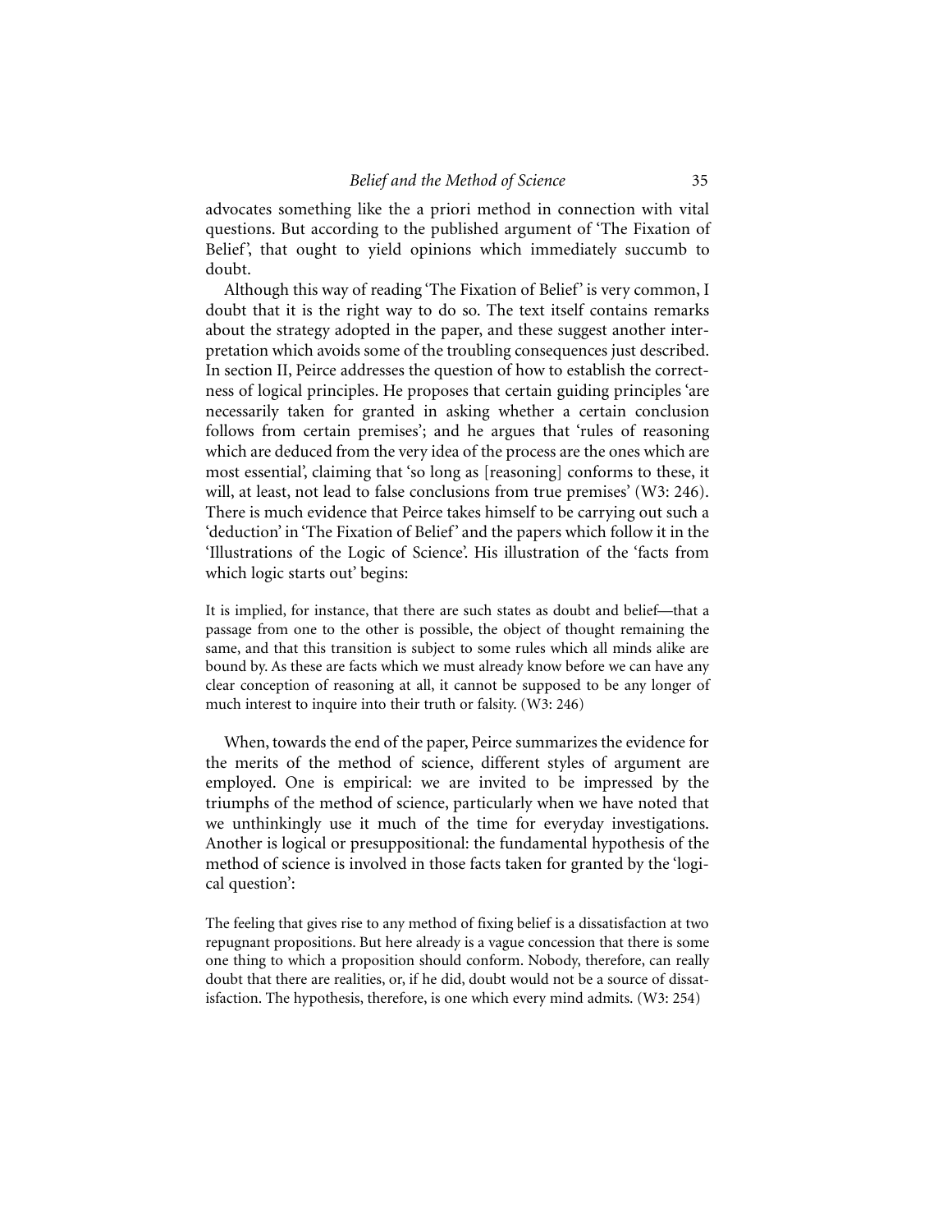advocates something like the a priori method in connection with vital questions. But according to the published argument of 'The Fixation of Belief', that ought to yield opinions which immediately succumb to doubt.

Although this way of reading 'The Fixation of Belief' is very common, I doubt that it is the right way to do so. The text itself contains remarks about the strategy adopted in the paper, and these suggest another interpretation which avoids some of the troubling consequences just described. In section II, Peirce addresses the question of how to establish the correctness of logical principles. He proposes that certain guiding principles 'are necessarily taken for granted in asking whether a certain conclusion follows from certain premises'; and he argues that 'rules of reasoning which are deduced from the very idea of the process are the ones which are most essential', claiming that 'so long as [reasoning] conforms to these, it will, at least, not lead to false conclusions from true premises' (W3: 246). There is much evidence that Peirce takes himself to be carrying out such a 'deduction' in 'The Fixation of Belief' and the papers which follow it in the 'Illustrations of the Logic of Science'. His illustration of the 'facts from which logic starts out' begins:

> It is implied, for instance, that there are such states as doubt and belief—that a passage from one to the other is possible, the object of thought remaining the same, and that this transition is subject to some rules which all minds alike are bound by. As these are facts which we must already know before we can have any clear conception of reasoning at all, it cannot be supposed to be any longer of much interest to inquire into their truth or falsity. (W3: 246)

When, towards the end of the paper, Peirce summarizes the evidence for the merits of the method of science, different styles of argument are employed. One is empirical: we are invited to be impressed by the triumphs of the method of science, particularly when we have noted that we unthinkingly use it much of the time for everyday investigations. Another is logical or presuppositional: the fundamental hypothesis of the method of science is involved in those facts taken for granted by the 'logical question':

> The feeling that gives rise to any method of fixing belief is a dissatisfaction at two repugnant propositions. But here already is a vague concession that there is some one thing to which a proposition should conform. Nobody, therefore, can really doubt that there are realities, or, if he did, doubt would not be a source of dissatisfaction. The hypothesis, therefore, is one which every mind admits. (W3: 254)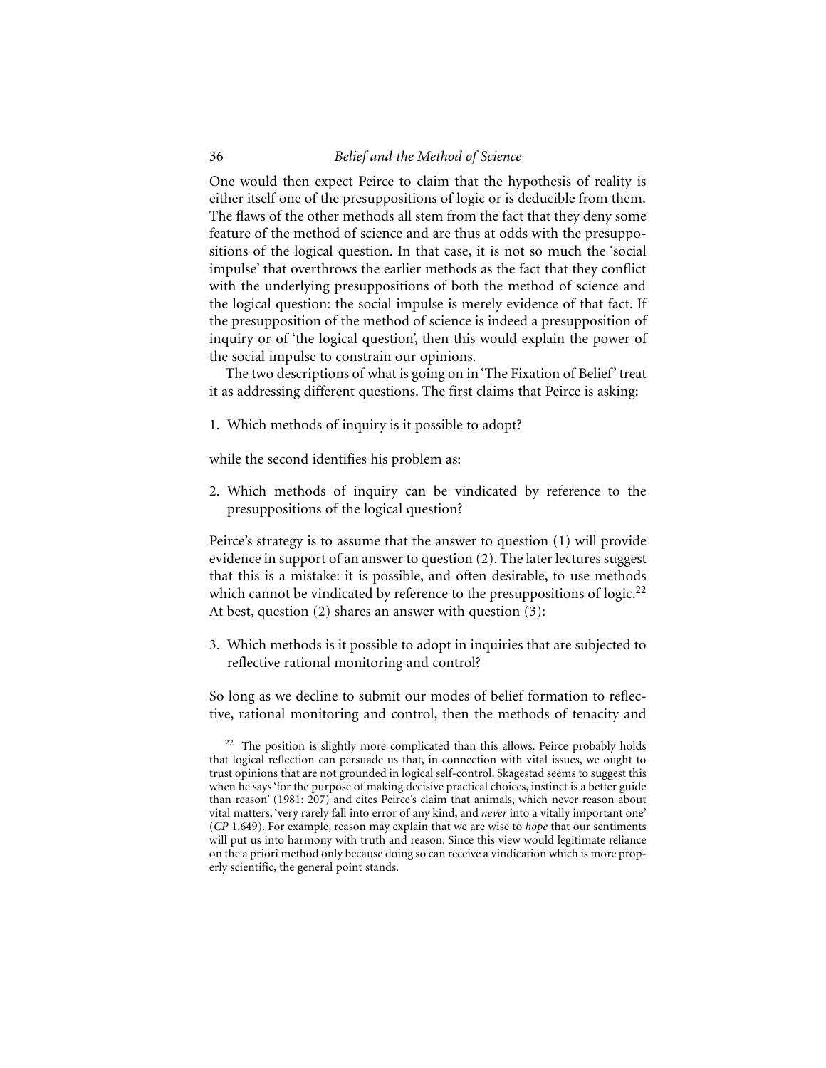One would then expect Peirce to claim that the hypothesis of reality is either itself one of the presuppositions of logic or is deducible from them. The flaws of the other methods all stem from the fact that they deny some feature of the method of science and are thus at odds with the presuppositions of the logical question. In that case, it is not so much the 'social impulse' that overthrows the earlier methods as the fact that they conflict with the underlying presuppositions of both the method of science and the logical question: the social impulse is merely evidence of that fact. If the presupposition of the method of science is indeed a presupposition of inquiry or of 'the logical question', then this would explain the power of the social impulse to constrain our opinions.

The two descriptions of what is going on in 'The Fixation of Belief' treat it as addressing different questions. The first claims that Peirce is asking:

1. Which methods of inquiry is it possible to adopt?

while the second identifies his problem as:

2. Which methods of inquiry can be vindicated by reference to the presuppositions of the logical question?

Peirce's strategy is to assume that the answer to question (1) will provide evidence in support of an answer to question (2). The later lectures suggest that this is a mistake: it is possible, and often desirable, to use methods which cannot be vindicated by reference to the presuppositions of logic.[22] At best, question (2) shares an answer with question (3):

3. Which methods is it possible to adopt in inquiries that are subjected to reflective rational monitoring and control?

So long as we decline to submit our modes of belief formation to reflective, rational monitoring and control, then the methods of tenacity and

[22] The position is slightly more complicated than this allows. Peirce probably holds that logical reflection can persuade us that, in connection with vital issues, we ought to trust opinions that are not grounded in logical self-control. Skagestad seems to suggest this when he says 'for the purpose of making decisive practical choices, instinct is a better guide than reason' (1981: 207) and cites Peirce's claim that animals, which never reason about vital matters, 'very rarely fall into error of any kind, and *never* into a vitally important one' (*CP* 1.649). For example, reason may explain that we are wise to *hope* that our sentiments will put us into harmony with truth and reason. Since this view would legitimate reliance on the a priori method only because doing so can receive a vindication which is more properly scientific, the general point stands.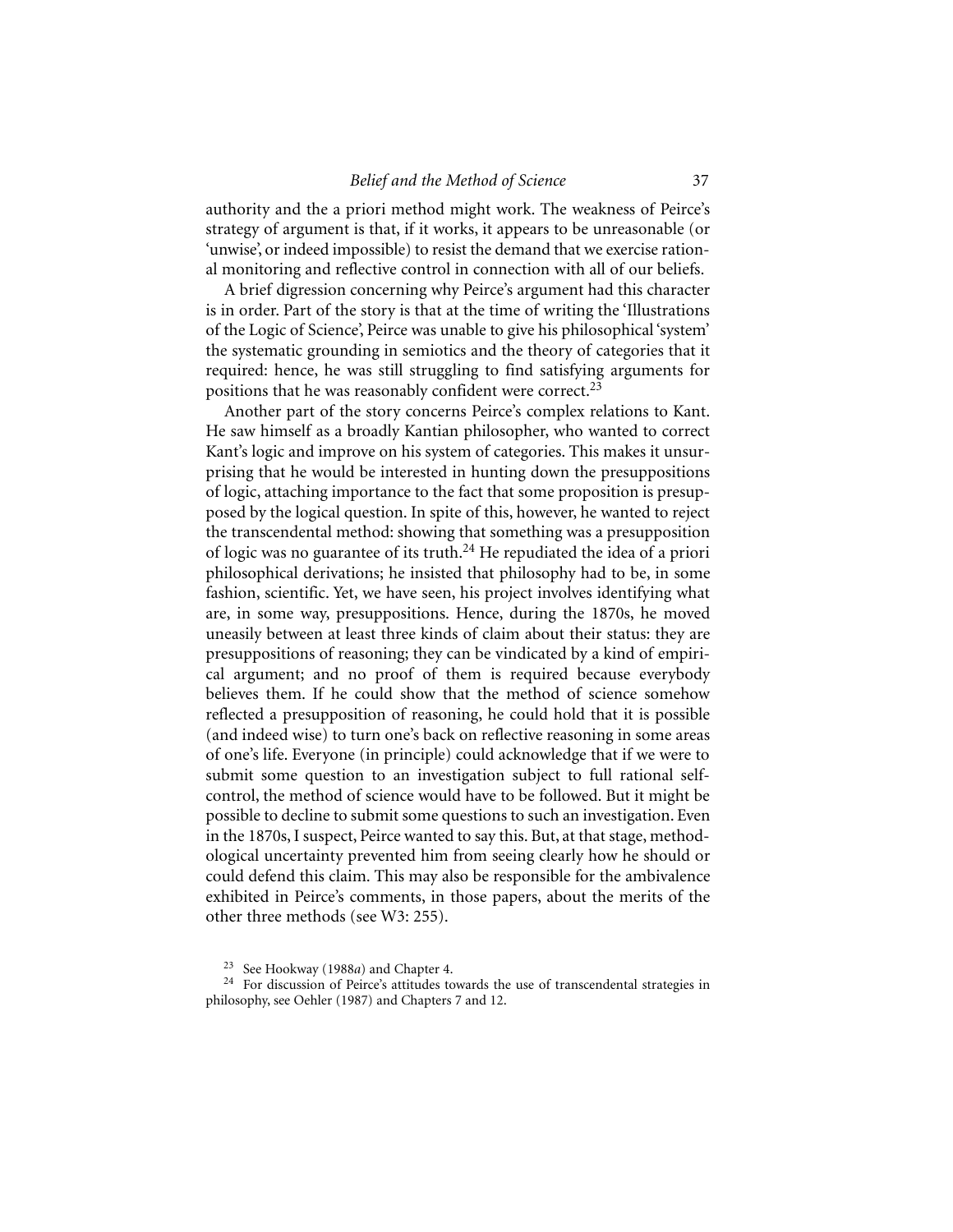authority and the a priori method might work. The weakness of Peirce's strategy of argument is that, if it works, it appears to be unreasonable (or 'unwise', or indeed impossible) to resist the demand that we exercise rational monitoring and reflective control in connection with all of our beliefs.

A brief digression concerning why Peirce's argument had this character is in order. Part of the story is that at the time of writing the 'Illustrations of the Logic of Science', Peirce was unable to give his philosophical 'system' the systematic grounding in semiotics and the theory of categories that it required: hence, he was still struggling to find satisfying arguments for positions that he was reasonably confident were correct.[23]

Another part of the story concerns Peirce's complex relations to Kant. He saw himself as a broadly Kantian philosopher, who wanted to correct Kant's logic and improve on his system of categories. This makes it unsurprising that he would be interested in hunting down the presuppositions of logic, attaching importance to the fact that some proposition is presupposed by the logical question. In spite of this, however, he wanted to reject the transcendental method: showing that something was a presupposition of logic was no guarantee of its truth.[24] He repudiated the idea of a priori philosophical derivations; he insisted that philosophy had to be, in some fashion, scientific. Yet, we have seen, his project involves identifying what are, in some way, presuppositions. Hence, during the 1870s, he moved uneasily between at least three kinds of claim about their status: they are presuppositions of reasoning; they can be vindicated by a kind of empirical argument; and no proof of them is required because everybody believes them. If he could show that the method of science somehow reflected a presupposition of reasoning, he could hold that it is possible (and indeed wise) to turn one's back on reflective reasoning in some areas of one's life. Everyone (in principle) could acknowledge that if we were to submit some question to an investigation subject to full rational self-control, the method of science would have to be followed. But it might be possible to decline to submit some questions to such an investigation. Even in the 1870s, I suspect, Peirce wanted to say this. But, at that stage, methodological uncertainty prevented him from seeing clearly how he should or could defend this claim. This may also be responsible for the ambivalence exhibited in Peirce's comments, in those papers, about the merits of the other three methods (see W3: 255).

[23] See Hookway (1988*a*) and Chapter 4.

[24] For discussion of Peirce's attitudes towards the use of transcendental strategies in philosophy, see Oehler (1987) and Chapters 7 and 12.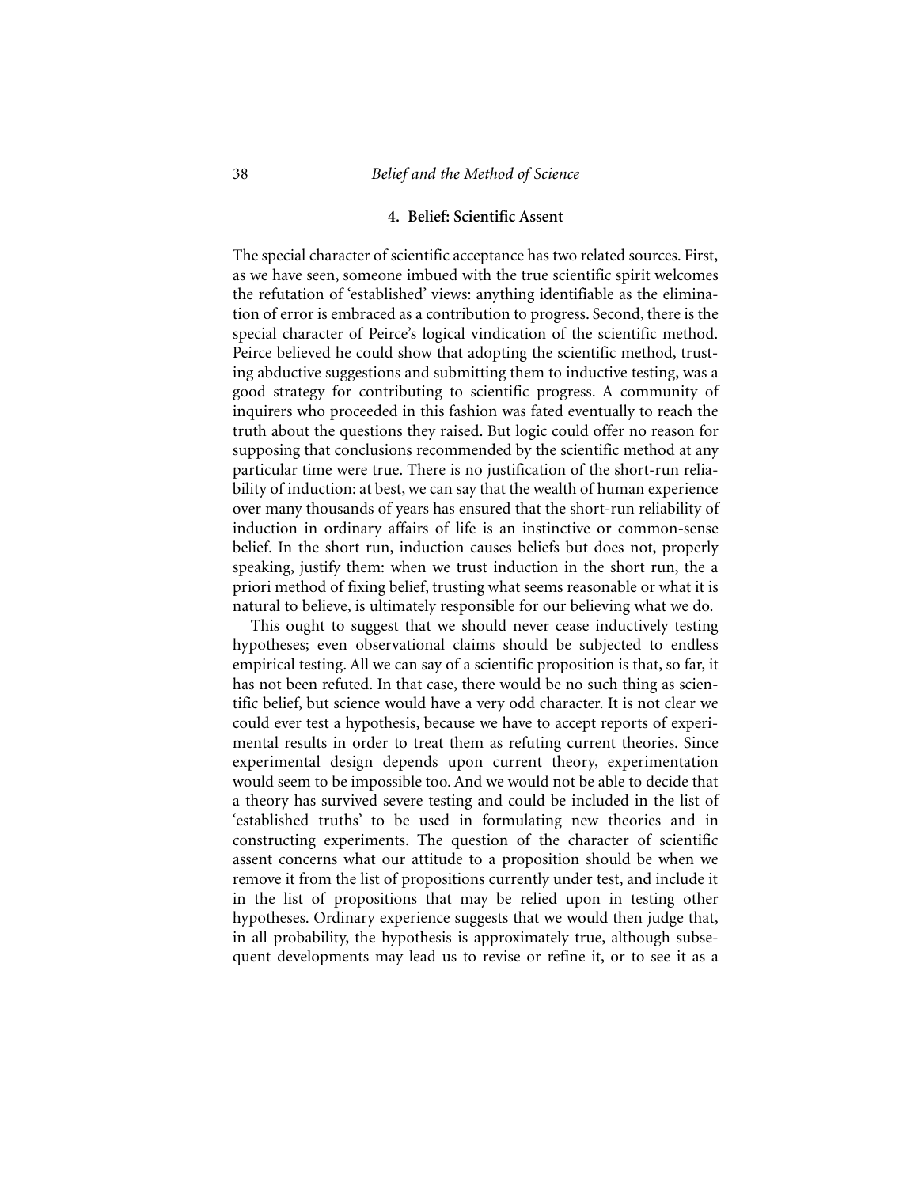## 4. Belief: Scientific Assent

The special character of scientific acceptance has two related sources. First, as we have seen, someone imbued with the true scientific spirit welcomes the refutation of 'established' views: anything identifiable as the elimination of error is embraced as a contribution to progress. Second, there is the special character of Peirce's logical vindication of the scientific method. Peirce believed he could show that adopting the scientific method, trusting abductive suggestions and submitting them to inductive testing, was a good strategy for contributing to scientific progress. A community of inquirers who proceeded in this fashion was fated eventually to reach the truth about the questions they raised. But logic could offer no reason for supposing that conclusions recommended by the scientific method at any particular time were true. There is no justification of the short-run reliability of induction: at best, we can say that the wealth of human experience over many thousands of years has ensured that the short-run reliability of induction in ordinary affairs of life is an instinctive or common-sense belief. In the short run, induction causes beliefs but does not, properly speaking, justify them: when we trust induction in the short run, the a priori method of fixing belief, trusting what seems reasonable or what it is natural to believe, is ultimately responsible for our believing what we do.

This ought to suggest that we should never cease inductively testing hypotheses; even observational claims should be subjected to endless empirical testing. All we can say of a scientific proposition is that, so far, it has not been refuted. In that case, there would be no such thing as scientific belief, but science would have a very odd character. It is not clear we could ever test a hypothesis, because we have to accept reports of experimental results in order to treat them as refuting current theories. Since experimental design depends upon current theory, experimentation would seem to be impossible too. And we would not be able to decide that a theory has survived severe testing and could be included in the list of 'established truths' to be used in formulating new theories and in constructing experiments. The question of the character of scientific assent concerns what our attitude to a proposition should be when we remove it from the list of propositions currently under test, and include it in the list of propositions that may be relied upon in testing other hypotheses. Ordinary experience suggests that we would then judge that, in all probability, the hypothesis is approximately true, although subsequent developments may lead us to revise or refine it, or to see it as a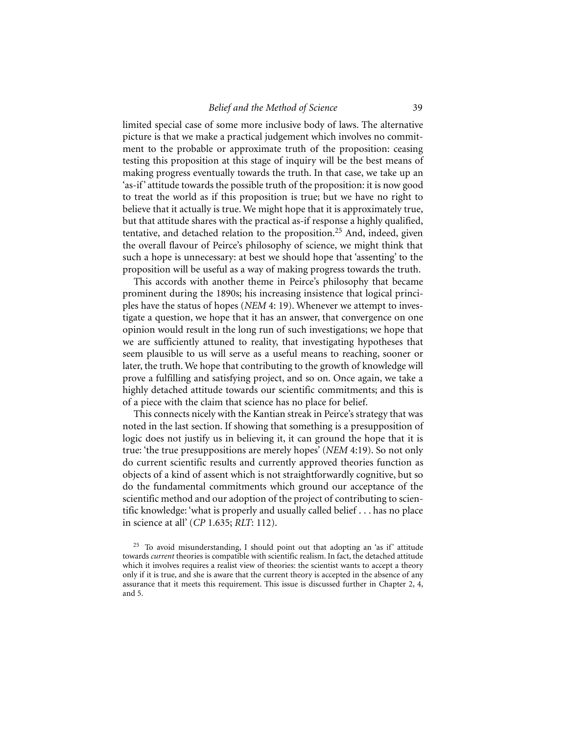limited special case of some more inclusive body of laws. The alternative picture is that we make a practical judgement which involves no commitment to the probable or approximate truth of the proposition: ceasing testing this proposition at this stage of inquiry will be the best means of making progress eventually towards the truth. In that case, we take up an 'as-if' attitude towards the possible truth of the proposition: it is now good to treat the world as if this proposition is true; but we have no right to believe that it actually is true. We might hope that it is approximately true, but that attitude shares with the practical as-if response a highly qualified, tentative, and detached relation to the proposition.[25] And, indeed, given the overall flavour of Peirce's philosophy of science, we might think that such a hope is unnecessary: at best we should hope that 'assenting' to the proposition will be useful as a way of making progress towards the truth.

This accords with another theme in Peirce's philosophy that became prominent during the 1890s; his increasing insistence that logical principles have the status of hopes (*NEM* 4: 19). Whenever we attempt to investigate a question, we hope that it has an answer, that convergence on one opinion would result in the long run of such investigations; we hope that we are sufficiently attuned to reality, that investigating hypotheses that seem plausible to us will serve as a useful means to reaching, sooner or later, the truth. We hope that contributing to the growth of knowledge will prove a fulfilling and satisfying project, and so on. Once again, we take a highly detached attitude towards our scientific commitments; and this is of a piece with the claim that science has no place for belief.

This connects nicely with the Kantian streak in Peirce's strategy that was noted in the last section. If showing that something is a presupposition of logic does not justify us in believing it, it can ground the hope that it is true: 'the true presuppositions are merely hopes' (*NEM* 4:19). So not only do current scientific results and currently approved theories function as objects of a kind of assent which is not straightforwardly cognitive, but so do the fundamental commitments which ground our acceptance of the scientific method and our adoption of the project of contributing to scientific knowledge: 'what is properly and usually called belief . . . has no place in science at all' (*CP* 1.635; *RLT*: 112).

[25] To avoid misunderstanding, I should point out that adopting an 'as if' attitude towards *current* theories is compatible with scientific realism. In fact, the detached attitude which it involves requires a realist view of theories: the scientist wants to accept a theory only if it is true, and she is aware that the current theory is accepted in the absence of any assurance that it meets this requirement. This issue is discussed further in Chapter 2, 4, and 5.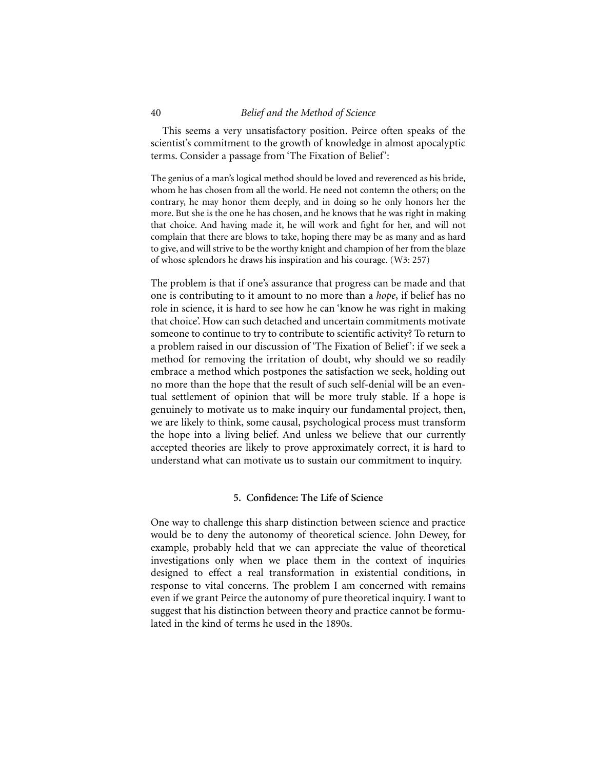This seems a very unsatisfactory position. Peirce often speaks of the scientist's commitment to the growth of knowledge in almost apocalyptic terms. Consider a passage from 'The Fixation of Belief':

> The genius of a man's logical method should be loved and reverenced as his bride, whom he has chosen from all the world. He need not contemn the others; on the contrary, he may honor them deeply, and in doing so he only honors her the more. But she is the one he has chosen, and he knows that he was right in making that choice. And having made it, he will work and fight for her, and will not complain that there are blows to take, hoping there may be as many and as hard to give, and will strive to be the worthy knight and champion of her from the blaze of whose splendors he draws his inspiration and his courage. (W3: 257)

The problem is that if one's assurance that progress can be made and that one is contributing to it amount to no more than a *hope*, if belief has no role in science, it is hard to see how he can 'know he was right in making that choice'. How can such detached and uncertain commitments motivate someone to continue to try to contribute to scientific activity? To return to a problem raised in our discussion of 'The Fixation of Belief': if we seek a method for removing the irritation of doubt, why should we so readily embrace a method which postpones the satisfaction we seek, holding out no more than the hope that the result of such self-denial will be an eventual settlement of opinion that will be more truly stable. If a hope is genuinely to motivate us to make inquiry our fundamental project, then, we are likely to think, some causal, psychological process must transform the hope into a living belief. And unless we believe that our currently accepted theories are likely to prove approximately correct, it is hard to understand what can motivate us to sustain our commitment to inquiry.

## 5. Confidence: The Life of Science

One way to challenge this sharp distinction between science and practice would be to deny the autonomy of theoretical science. John Dewey, for example, probably held that we can appreciate the value of theoretical investigations only when we place them in the context of inquiries designed to effect a real transformation in existential conditions, in response to vital concerns. The problem I am concerned with remains even if we grant Peirce the autonomy of pure theoretical inquiry. I want to suggest that his distinction between theory and practice cannot be formulated in the kind of terms he used in the 1890s.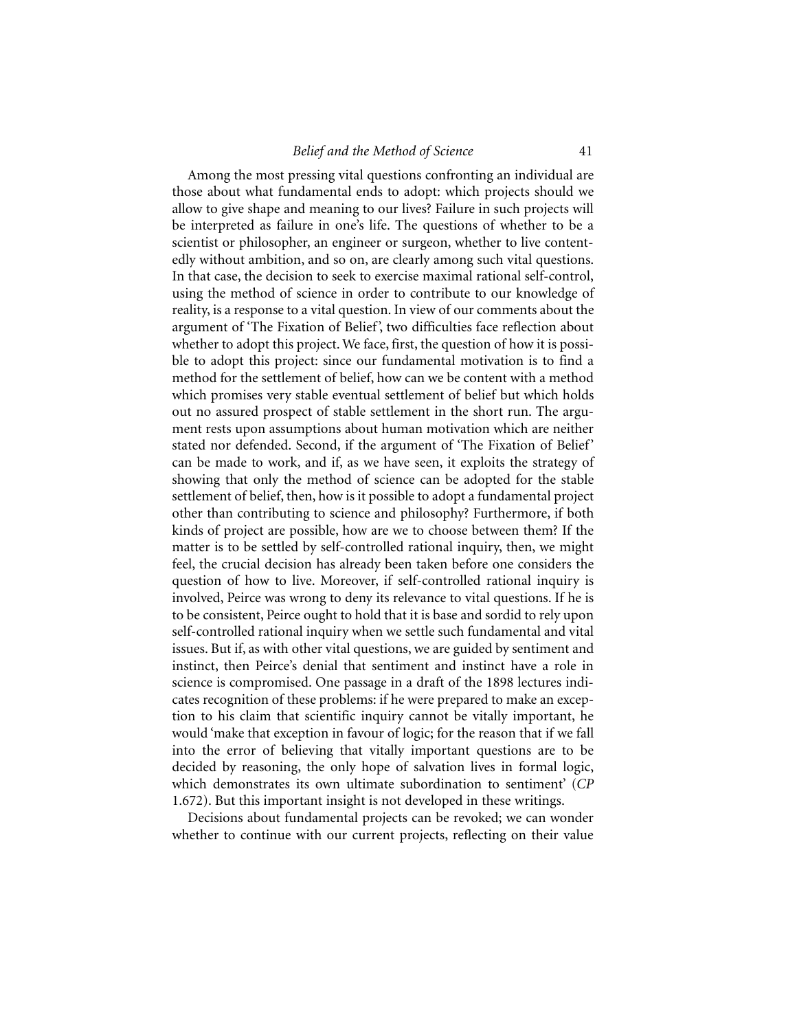Among the most pressing vital questions confronting an individual are those about what fundamental ends to adopt: which projects should we allow to give shape and meaning to our lives? Failure in such projects will be interpreted as failure in one's life. The questions of whether to be a scientist or philosopher, an engineer or surgeon, whether to live contentedly without ambition, and so on, are clearly among such vital questions. In that case, the decision to seek to exercise maximal rational self-control, using the method of science in order to contribute to our knowledge of reality, is a response to a vital question. In view of our comments about the argument of 'The Fixation of Belief', two difficulties face reflection about whether to adopt this project. We face, first, the question of how it is possible to adopt this project: since our fundamental motivation is to find a method for the settlement of belief, how can we be content with a method which promises very stable eventual settlement of belief but which holds out no assured prospect of stable settlement in the short run. The argument rests upon assumptions about human motivation which are neither stated nor defended. Second, if the argument of 'The Fixation of Belief' can be made to work, and if, as we have seen, it exploits the strategy of showing that only the method of science can be adopted for the stable settlement of belief, then, how is it possible to adopt a fundamental project other than contributing to science and philosophy? Furthermore, if both kinds of project are possible, how are we to choose between them? If the matter is to be settled by self-controlled rational inquiry, then, we might feel, the crucial decision has already been taken before one considers the question of how to live. Moreover, if self-controlled rational inquiry is involved, Peirce was wrong to deny its relevance to vital questions. If he is to be consistent, Peirce ought to hold that it is base and sordid to rely upon self-controlled rational inquiry when we settle such fundamental and vital issues. But if, as with other vital questions, we are guided by sentiment and instinct, then Peirce's denial that sentiment and instinct have a role in science is compromised. One passage in a draft of the 1898 lectures indicates recognition of these problems: if he were prepared to make an exception to his claim that scientific inquiry cannot be vitally important, he would 'make that exception in favour of logic; for the reason that if we fall into the error of believing that vitally important questions are to be decided by reasoning, the only hope of salvation lives in formal logic, which demonstrates its own ultimate subordination to sentiment' (*CP* 1.672). But this important insight is not developed in these writings.

Decisions about fundamental projects can be revoked; we can wonder whether to continue with our current projects, reflecting on their value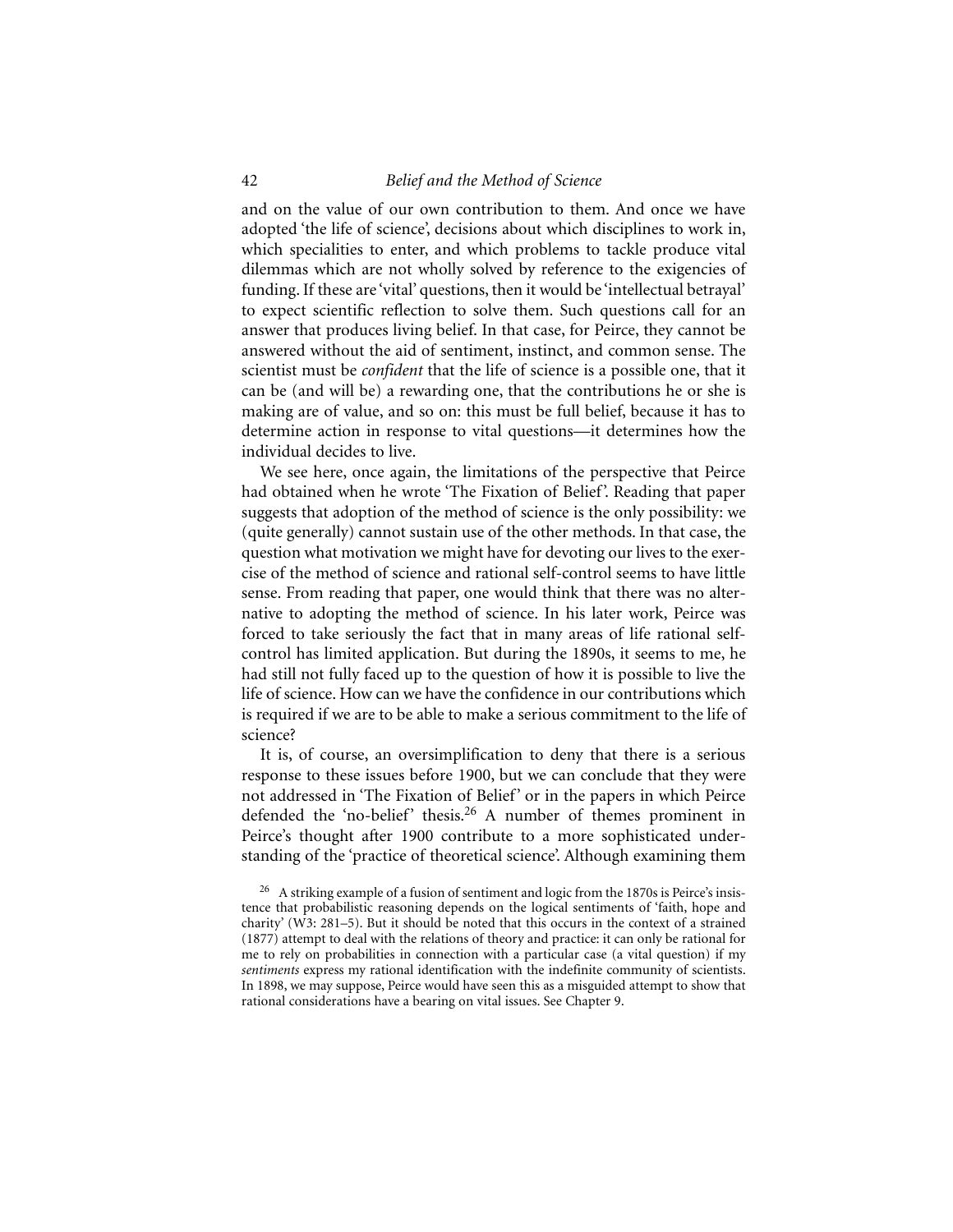and on the value of our own contribution to them. And once we have adopted 'the life of science', decisions about which disciplines to work in, which specialities to enter, and which problems to tackle produce vital dilemmas which are not wholly solved by reference to the exigencies of funding. If these are 'vital' questions, then it would be 'intellectual betrayal' to expect scientific reflection to solve them. Such questions call for an answer that produces living belief. In that case, for Peirce, they cannot be answered without the aid of sentiment, instinct, and common sense. The scientist must be *confident* that the life of science is a possible one, that it can be (and will be) a rewarding one, that the contributions he or she is making are of value, and so on: this must be full belief, because it has to determine action in response to vital questions—it determines how the individual decides to live.

We see here, once again, the limitations of the perspective that Peirce had obtained when he wrote 'The Fixation of Belief'. Reading that paper suggests that adoption of the method of science is the only possibility: we (quite generally) cannot sustain use of the other methods. In that case, the question what motivation we might have for devoting our lives to the exercise of the method of science and rational self-control seems to have little sense. From reading that paper, one would think that there was no alternative to adopting the method of science. In his later work, Peirce was forced to take seriously the fact that in many areas of life rational self-control has limited application. But during the 1890s, it seems to me, he had still not fully faced up to the question of how it is possible to live the life of science. How can we have the confidence in our contributions which is required if we are to be able to make a serious commitment to the life of science?

It is, of course, an oversimplification to deny that there is a serious response to these issues before 1900, but we can conclude that they were not addressed in 'The Fixation of Belief' or in the papers in which Peirce defended the 'no-belief' thesis.[26] A number of themes prominent in Peirce's thought after 1900 contribute to a more sophisticated understanding of the 'practice of theoretical science'. Although examining them

[26] A striking example of a fusion of sentiment and logic from the 1870s is Peirce's insistence that probabilistic reasoning depends on the logical sentiments of 'faith, hope and charity' (W3: 281–5). But it should be noted that this occurs in the context of a strained (1877) attempt to deal with the relations of theory and practice: it can only be rational for me to rely on probabilities in connection with a particular case (a vital question) if my *sentiments* express my rational identification with the indefinite community of scientists. In 1898, we may suppose, Peirce would have seen this as a misguided attempt to show that rational considerations have a bearing on vital issues. See Chapter 9.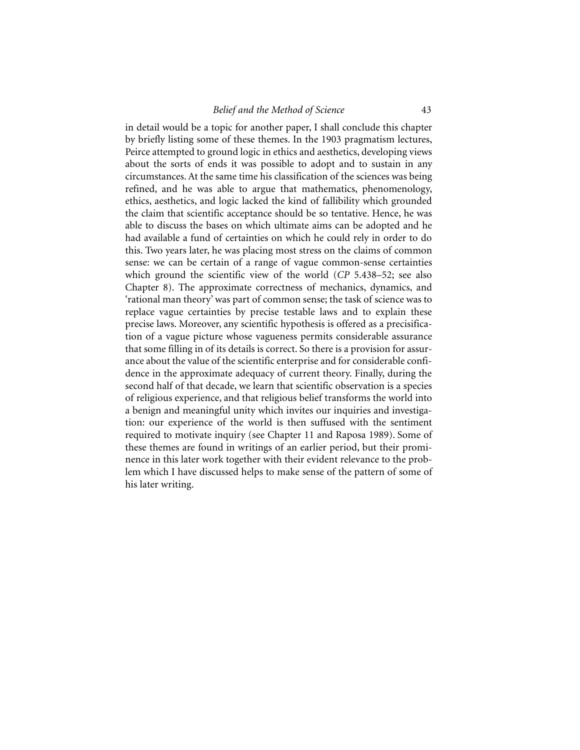in detail would be a topic for another paper, I shall conclude this chapter by briefly listing some of these themes. In the 1903 pragmatism lectures, Peirce attempted to ground logic in ethics and aesthetics, developing views about the sorts of ends it was possible to adopt and to sustain in any circumstances. At the same time his classification of the sciences was being refined, and he was able to argue that mathematics, phenomenology, ethics, aesthetics, and logic lacked the kind of fallibility which grounded the claim that scientific acceptance should be so tentative. Hence, he was able to discuss the bases on which ultimate aims can be adopted and he had available a fund of certainties on which he could rely in order to do this. Two years later, he was placing most stress on the claims of common sense: we can be certain of a range of vague common-sense certainties which ground the scientific view of the world (*CP* 5.438–52; see also Chapter 8). The approximate correctness of mechanics, dynamics, and 'rational man theory' was part of common sense; the task of science was to replace vague certainties by precise testable laws and to explain these precise laws. Moreover, any scientific hypothesis is offered as a precisification of a vague picture whose vagueness permits considerable assurance that some filling in of its details is correct. So there is a provision for assurance about the value of the scientific enterprise and for considerable confidence in the approximate adequacy of current theory. Finally, during the second half of that decade, we learn that scientific observation is a species of religious experience, and that religious belief transforms the world into a benign and meaningful unity which invites our inquiries and investigation: our experience of the world is then suffused with the sentiment required to motivate inquiry (see Chapter 11 and Raposa 1989). Some of these themes are found in writings of an earlier period, but their prominence in this later work together with their evident relevance to the problem which I have discussed helps to make sense of the pattern of some of his later writing.